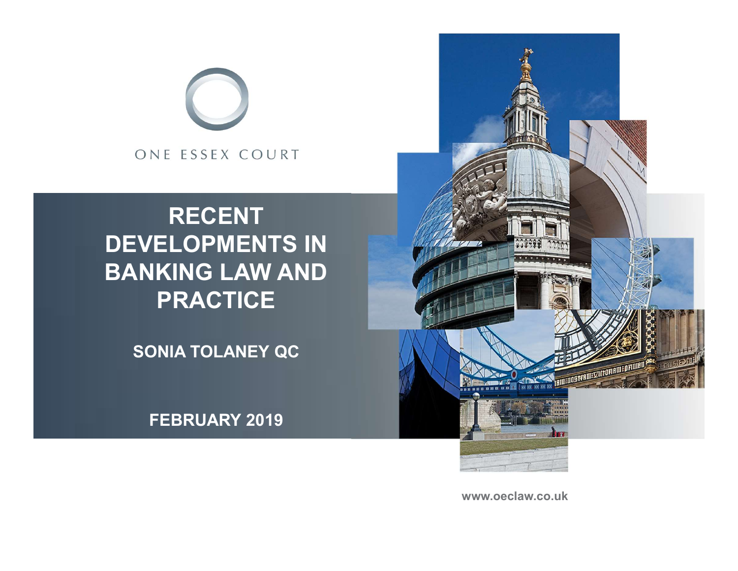ONE ESSEX COURT

# RECENT DEVELOPMENTS IN BANKING LAW AND PRACTICE

**SONIA TOLANEY QC**

**FEBRUARY 2019**

www.oeclaw.co.uk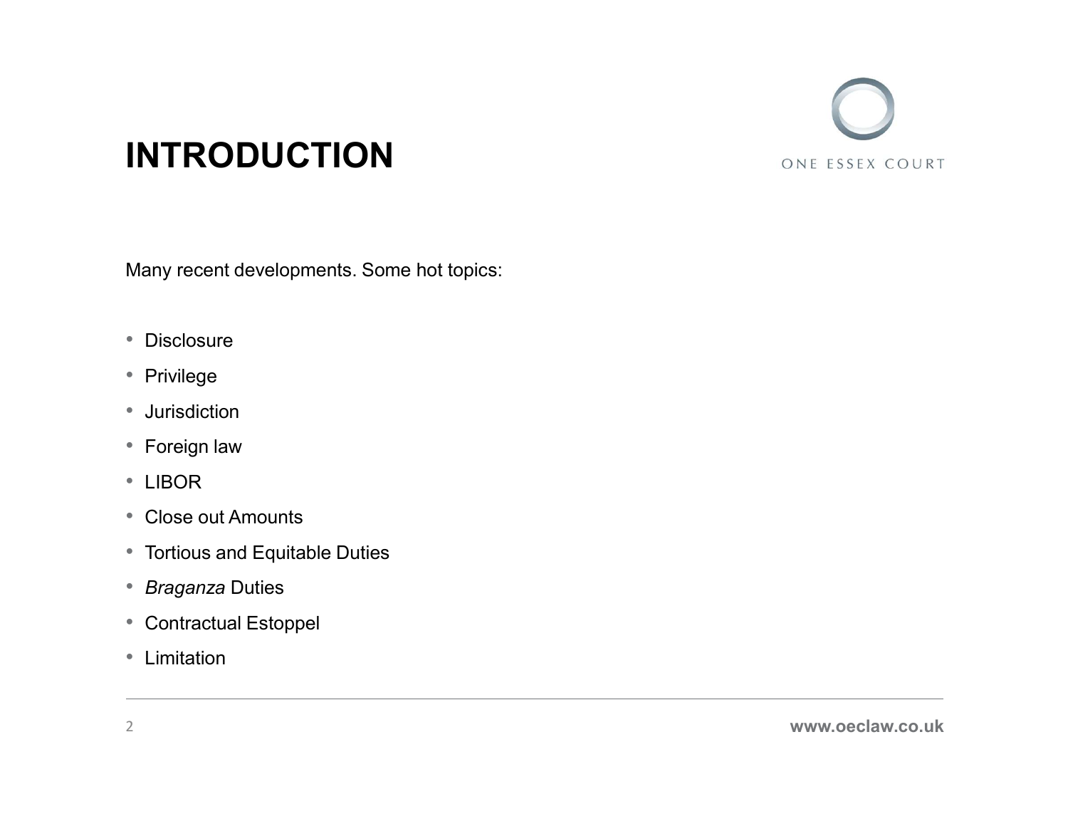# INTRODUCTION

Many recent developments. Some hot topics:

- Disclosure
- Privilege
- Jurisdiction
- Foreign law
- LIBOR
- Close out Amounts
- Tortious and Equitable Duties
- *Braganza* Duties
- Contractual Estoppel
- Limitation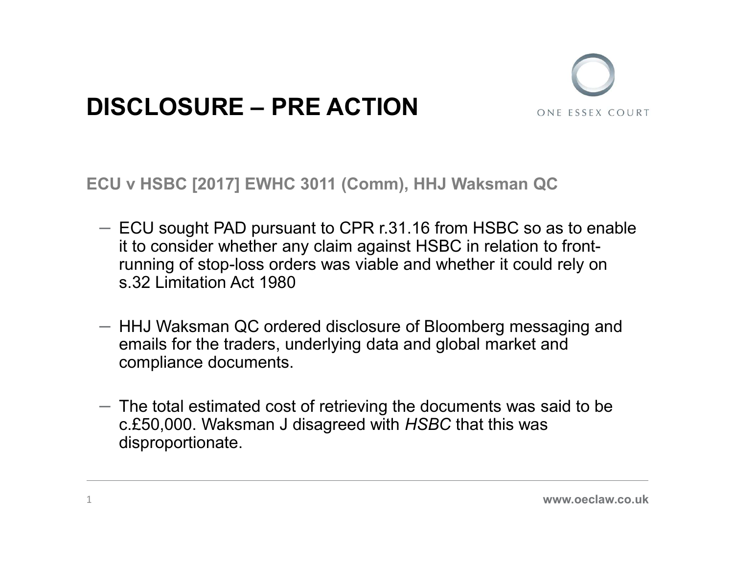# DISCLOSURE – PRE ACTION

**ECU v HSBC [2017] EWHC 3011 (Comm), HHJ Waksman QC**

- ECU sought PAD pursuant to CPR r.31.16 from HSBC so as to enable it to consider whether any claim against HSBC in relation to front-running of stop-loss orders was viable and whether it could rely on s.32 Limitation Act 1980

- HHJ Waksman QC ordered disclosure of Bloomberg messaging and emails for the traders, underlying data and global market and compliance documents.

- The total estimated cost of retrieving the documents was said to be c.£50,000. Waksman J disagreed with *HSBC* that this was disproportionate.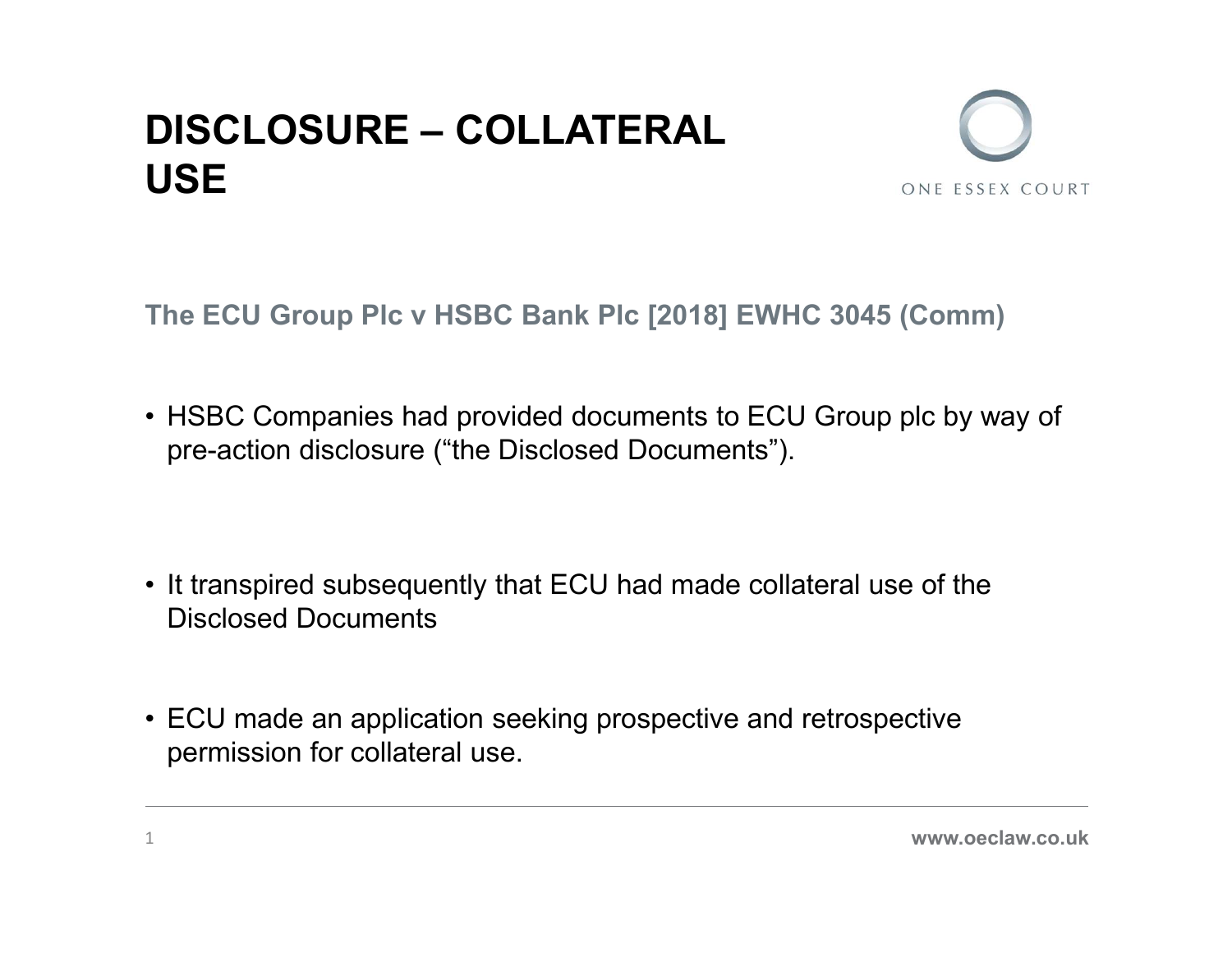# DISCLOSURE – COLLATERAL USE

## The ECU Group Plc v HSBC Bank Plc [2018] EWHC 3045 (Comm)

- HSBC Companies had provided documents to ECU Group plc by way of pre-action disclosure ("the Disclosed Documents").

- It transpired subsequently that ECU had made collateral use of the Disclosed Documents

- ECU made an application seeking prospective and retrospective permission for collateral use.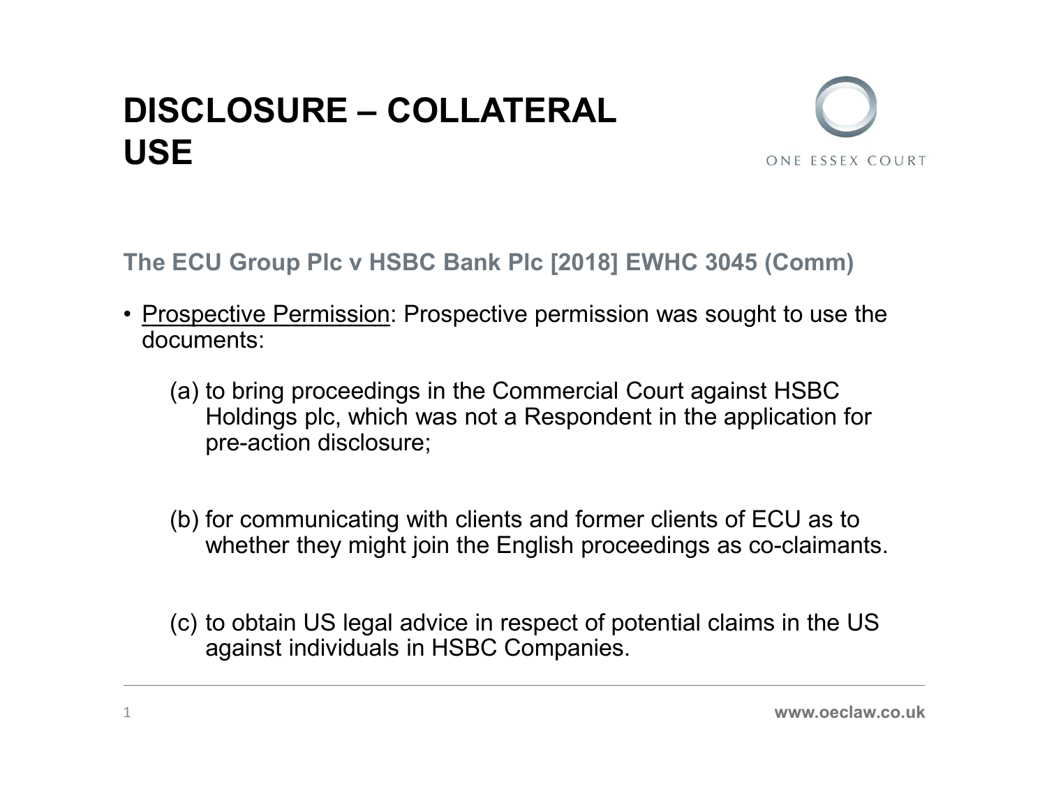# DISCLOSURE – COLLATERAL USE

ONE ESSEX COURT

**The ECU Group Plc v HSBC Bank Plc [2018] EWHC 3045 (Comm)**

- Prospective Permission: Prospective permission was sought to use the documents:

  (a) to bring proceedings in the Commercial Court against HSBC Holdings plc, which was not a Respondent in the application for pre-action disclosure;

  (b) for communicating with clients and former clients of ECU as to whether they might join the English proceedings as co-claimants.

  (c) to obtain US legal advice in respect of potential claims in the US against individuals in HSBC Companies.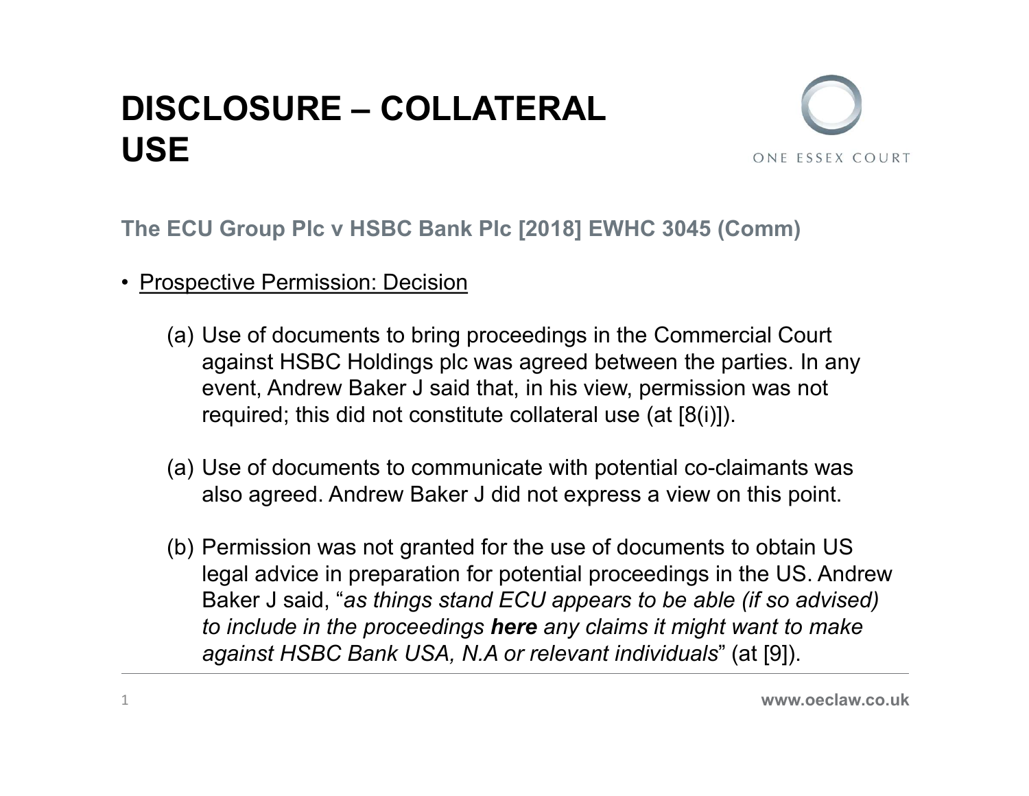# DISCLOSURE – COLLATERAL USE

**The ECU Group Plc v HSBC Bank Plc [2018] EWHC 3045 (Comm)**

- Prospective Permission: Decision

  (a) Use of documents to bring proceedings in the Commercial Court against HSBC Holdings plc was agreed between the parties. In any event, Andrew Baker J said that, in his view, permission was not required; this did not constitute collateral use (at [8(i)]).

  (a) Use of documents to communicate with potential co-claimants was also agreed. Andrew Baker J did not express a view on this point.

  (b) Permission was not granted for the use of documents to obtain US legal advice in preparation for potential proceedings in the US. Andrew Baker J said, "*as things stand ECU appears to be able (if so advised) to include in the proceedings **here** any claims it might want to make against HSBC Bank USA, N.A or relevant individuals*" (at [9]).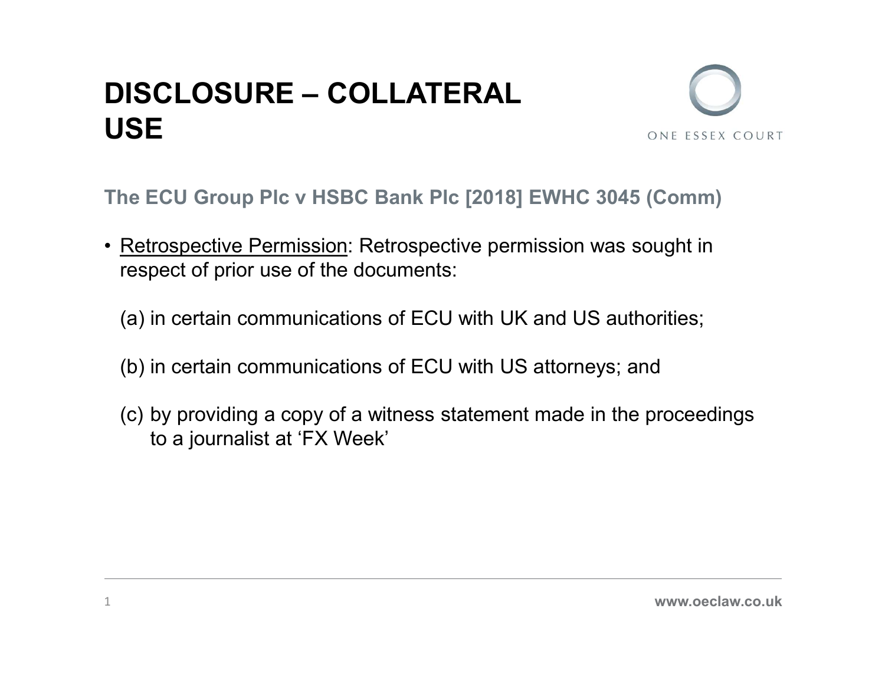# DISCLOSURE – COLLATERAL USE

### The ECU Group Plc v HSBC Bank Plc [2018] EWHC 3045 (Comm)

- Retrospective Permission: Retrospective permission was sought in respect of prior use of the documents:

  (a) in certain communications of ECU with UK and US authorities;

  (b) in certain communications of ECU with US attorneys; and

  (c) by providing a copy of a witness statement made in the proceedings to a journalist at 'FX Week'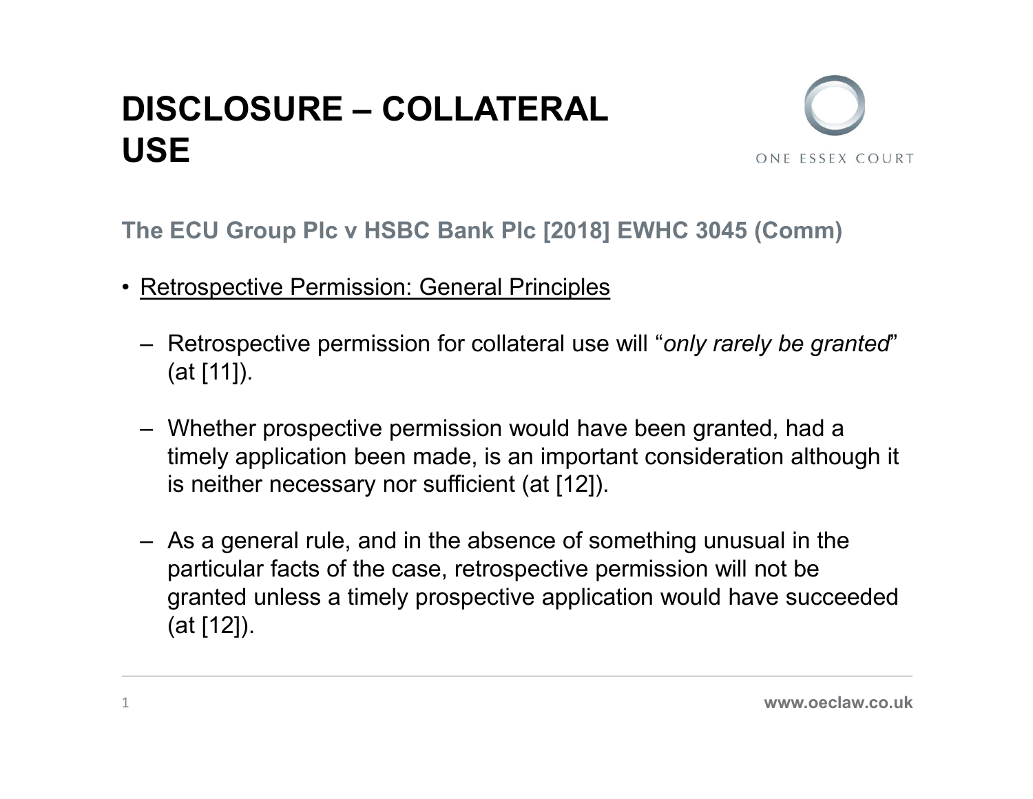# DISCLOSURE – COLLATERAL USE

**The ECU Group Plc v HSBC Bank Plc [2018] EWHC 3045 (Comm)**

- Retrospective Permission: General Principles
  - Retrospective permission for collateral use will "*only rarely be granted*" (at [11]).
  - Whether prospective permission would have been granted, had a timely application been made, is an important consideration although it is neither necessary nor sufficient (at [12]).
  - As a general rule, and in the absence of something unusual in the particular facts of the case, retrospective permission will not be granted unless a timely prospective application would have succeeded (at [12]).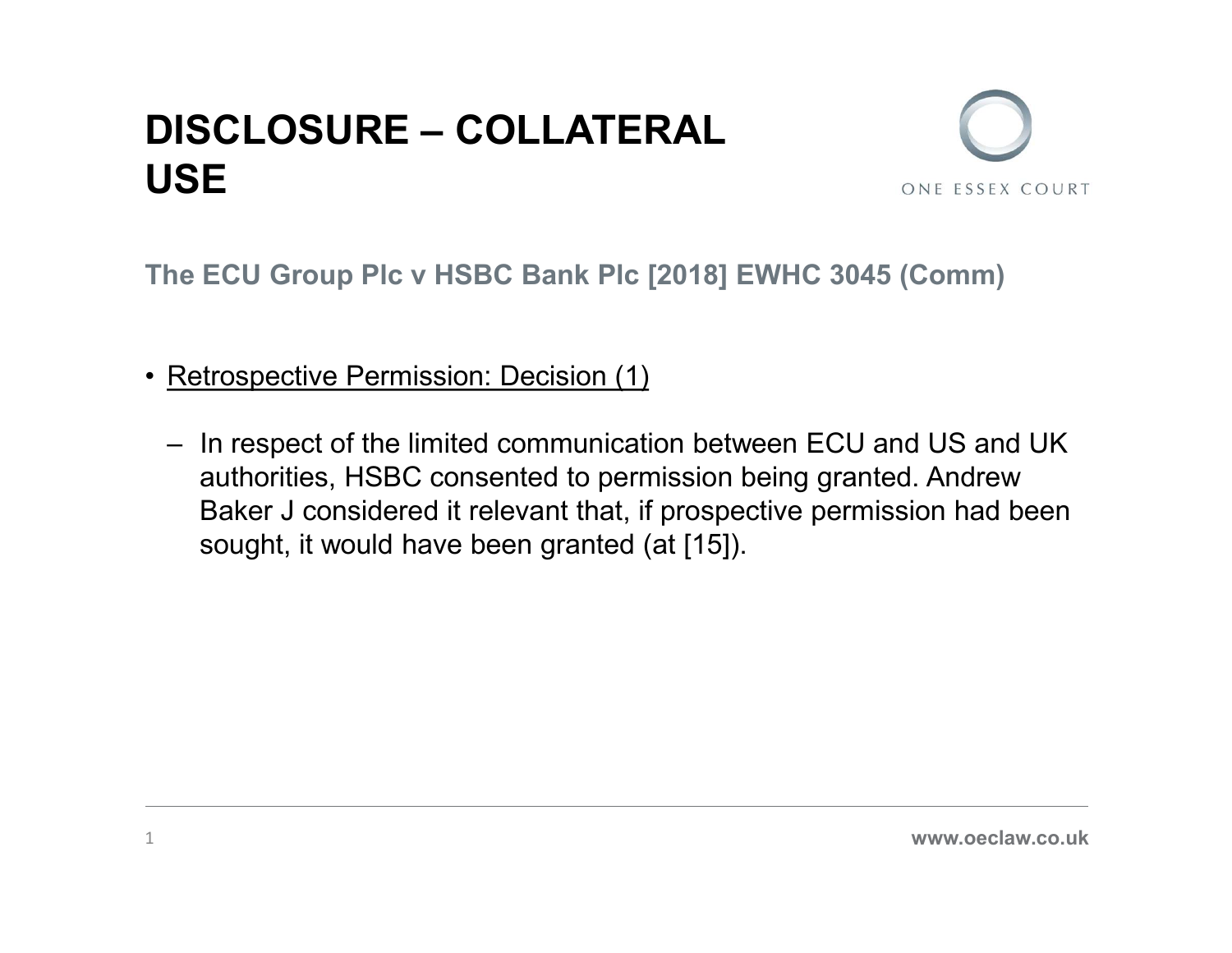# DISCLOSURE – COLLATERAL USE

ONE ESSEX COURT

## The ECU Group Plc v HSBC Bank Plc [2018] EWHC 3045 (Comm)

- Retrospective Permission: Decision (1)
  - In respect of the limited communication between ECU and US and UK authorities, HSBC consented to permission being granted. Andrew Baker J considered it relevant that, if prospective permission had been sought, it would have been granted (at [15]).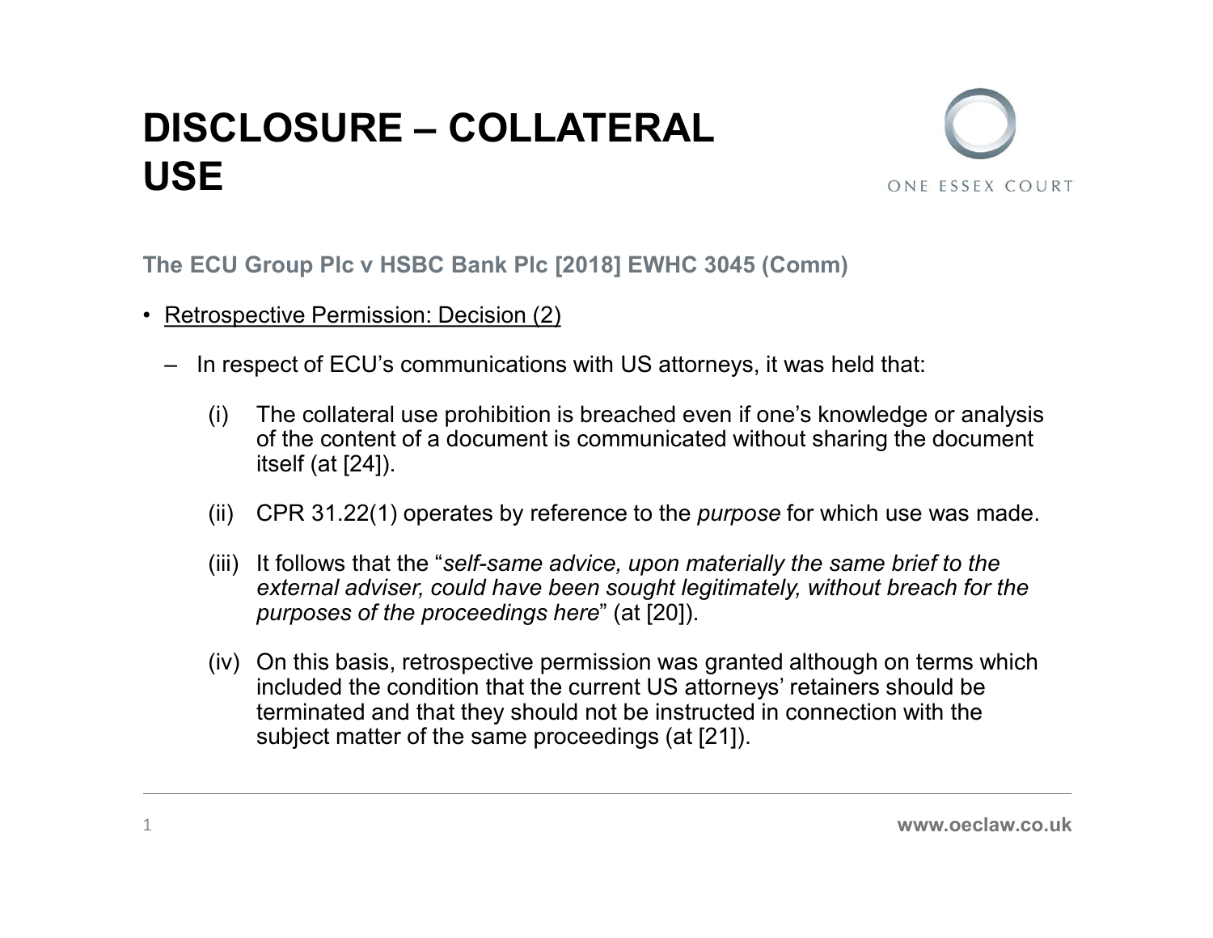# DISCLOSURE – COLLATERAL USE

**The ECU Group Plc v HSBC Bank Plc [2018] EWHC 3045 (Comm)**

- Retrospective Permission: Decision (2)
  - In respect of ECU's communications with US attorneys, it was held that:
    - (i) The collateral use prohibition is breached even if one's knowledge or analysis of the content of a document is communicated without sharing the document itself (at [24]).
    - (ii) CPR 31.22(1) operates by reference to the *purpose* for which use was made.
    - (iii) It follows that the "*self-same advice, upon materially the same brief to the external adviser, could have been sought legitimately, without breach for the purposes of the proceedings here*" (at [20]).
    - (iv) On this basis, retrospective permission was granted although on terms which included the condition that the current US attorneys' retainers should be terminated and that they should not be instructed in connection with the subject matter of the same proceedings (at [21]).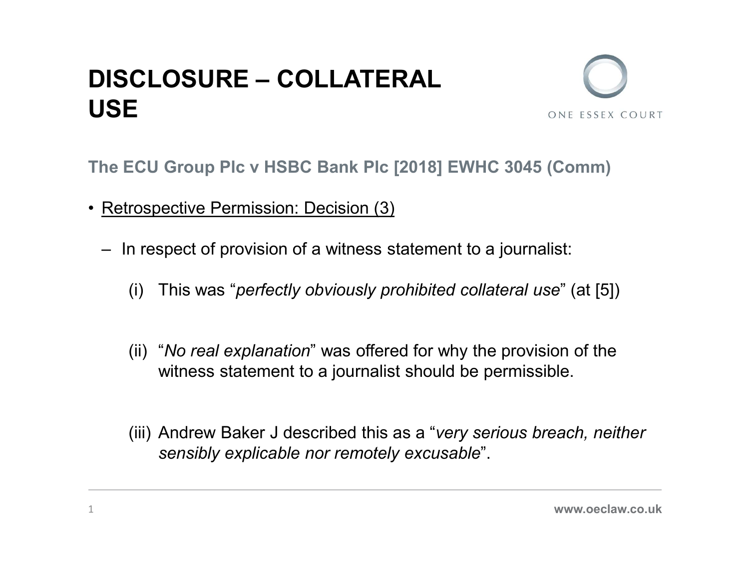# DISCLOSURE – COLLATERAL USE

## The ECU Group Plc v HSBC Bank Plc [2018] EWHC 3045 (Comm)

- Retrospective Permission: Decision (3)
  - In respect of provision of a witness statement to a journalist:

    (i) This was "*perfectly obviously prohibited collateral use*" (at [5])

    (ii) "*No real explanation*" was offered for why the provision of the witness statement to a journalist should be permissible.

    (iii) Andrew Baker J described this as a "*very serious breach, neither sensibly explicable nor remotely excusable*".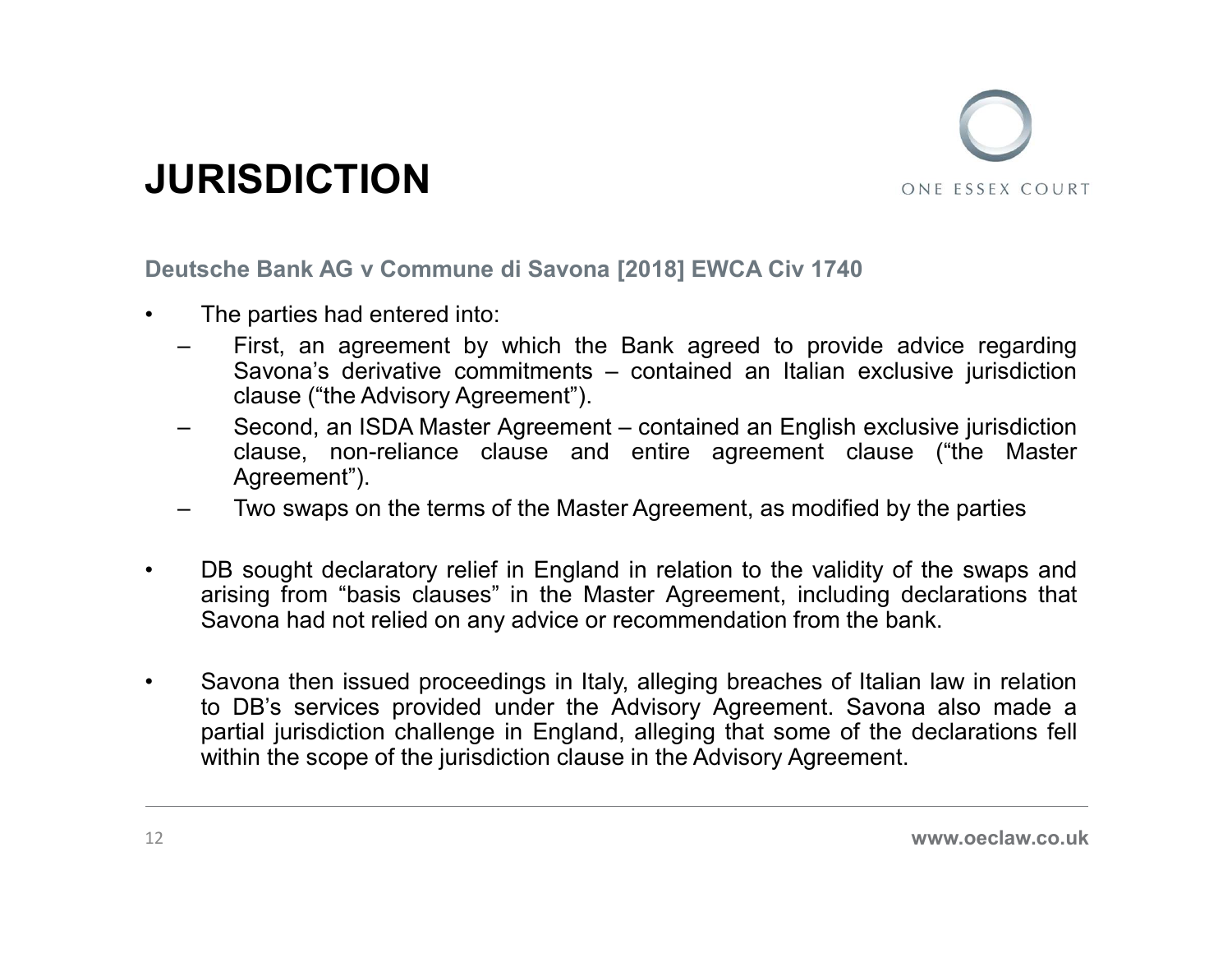# JURISDICTION

**Deutsche Bank AG v Commune di Savona [2018] EWCA Civ 1740**

- The parties had entered into:
  - First, an agreement by which the Bank agreed to provide advice regarding Savona's derivative commitments – contained an Italian exclusive jurisdiction clause ("the Advisory Agreement").
  - Second, an ISDA Master Agreement – contained an English exclusive jurisdiction clause, non-reliance clause and entire agreement clause ("the Master Agreement").
  - Two swaps on the terms of the Master Agreement, as modified by the parties

- DB sought declaratory relief in England in relation to the validity of the swaps and arising from "basis clauses" in the Master Agreement, including declarations that Savona had not relied on any advice or recommendation from the bank.

- Savona then issued proceedings in Italy, alleging breaches of Italian law in relation to DB's services provided under the Advisory Agreement. Savona also made a partial jurisdiction challenge in England, alleging that some of the declarations fell within the scope of the jurisdiction clause in the Advisory Agreement.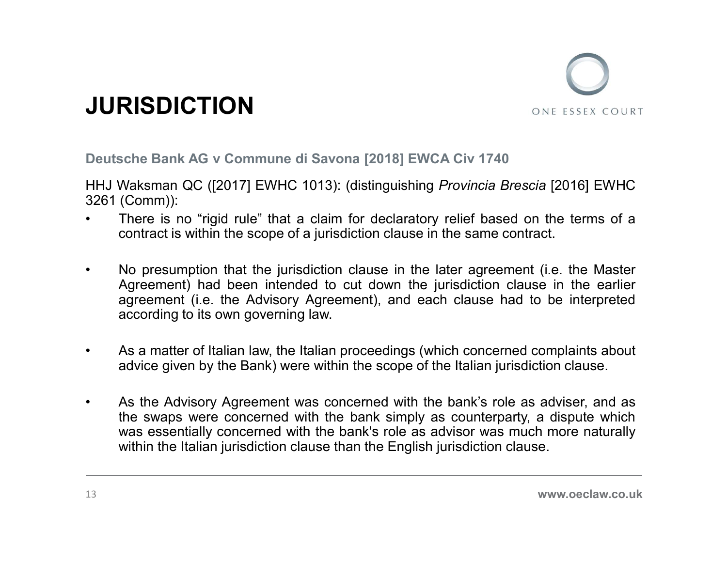# JURISDICTION

**Deutsche Bank AG v Commune di Savona [2018] EWCA Civ 1740**

HHJ Waksman QC ([2017] EWHC 1013): (distinguishing *Provincia Brescia* [2016] EWHC 3261 (Comm)):

- There is no "rigid rule" that a claim for declaratory relief based on the terms of a contract is within the scope of a jurisdiction clause in the same contract.
- No presumption that the jurisdiction clause in the later agreement (i.e. the Master Agreement) had been intended to cut down the jurisdiction clause in the earlier agreement (i.e. the Advisory Agreement), and each clause had to be interpreted according to its own governing law.
- As a matter of Italian law, the Italian proceedings (which concerned complaints about advice given by the Bank) were within the scope of the Italian jurisdiction clause.
- As the Advisory Agreement was concerned with the bank's role as adviser, and as the swaps were concerned with the bank simply as counterparty, a dispute which was essentially concerned with the bank's role as advisor was much more naturally within the Italian jurisdiction clause than the English jurisdiction clause.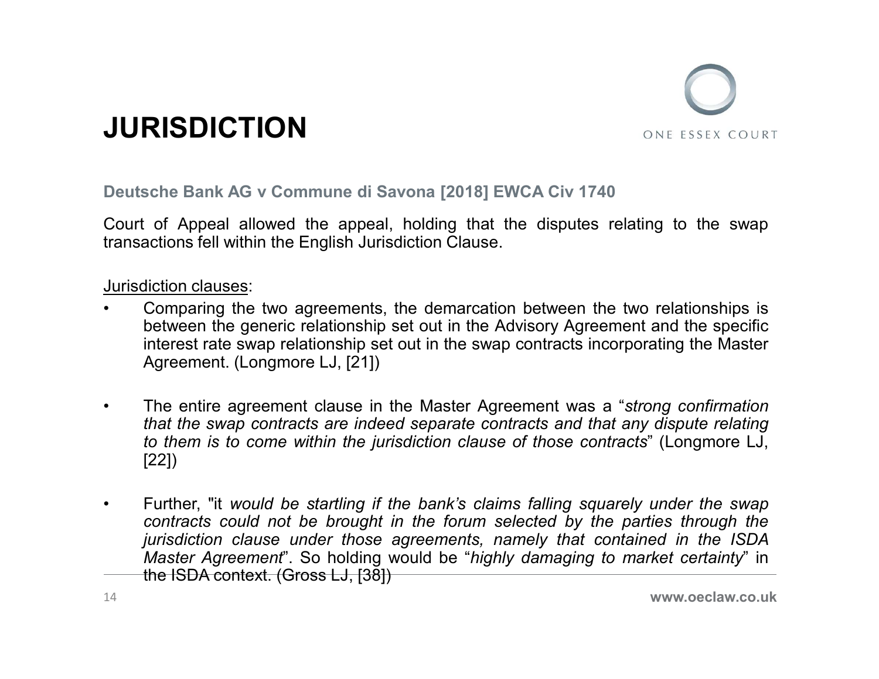# JURISDICTION

**Deutsche Bank AG v Commune di Savona [2018] EWCA Civ 1740**

Court of Appeal allowed the appeal, holding that the disputes relating to the swap transactions fell within the English Jurisdiction Clause.

Jurisdiction clauses:

- Comparing the two agreements, the demarcation between the two relationships is between the generic relationship set out in the Advisory Agreement and the specific interest rate swap relationship set out in the swap contracts incorporating the Master Agreement. (Longmore LJ, [21])

- The entire agreement clause in the Master Agreement was a "*strong confirmation that the swap contracts are indeed separate contracts and that any dispute relating to them is to come within the jurisdiction clause of those contracts*" (Longmore LJ, [22])

- Further, "it *would be startling if the bank's claims falling squarely under the swap contracts could not be brought in the forum selected by the parties through the jurisdiction clause under those agreements, namely that contained in the ISDA Master Agreement*". So holding would be "*highly damaging to market certainty*" in the ISDA context. (Gross LJ, [38])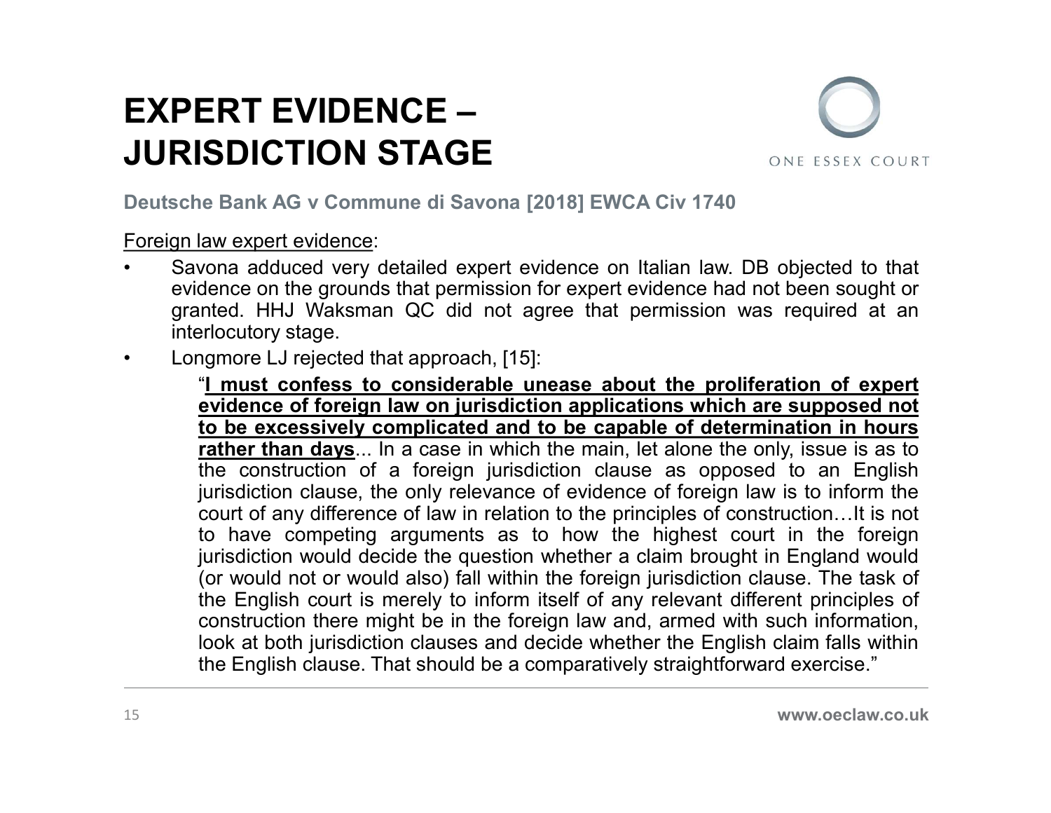# EXPERT EVIDENCE – JURISDICTION STAGE

**Deutsche Bank AG v Commune di Savona [2018] EWCA Civ 1740**

Foreign law expert evidence:

- Savona adduced very detailed expert evidence on Italian law. DB objected to that evidence on the grounds that permission for expert evidence had not been sought or granted. HHJ Waksman QC did not agree that permission was required at an interlocutory stage.
- Longmore LJ rejected that approach, [15]:

  "**I must confess to considerable unease about the proliferation of expert evidence of foreign law on jurisdiction applications which are supposed not to be excessively complicated and to be capable of determination in hours rather than days**... In a case in which the main, let alone the only, issue is as to the construction of a foreign jurisdiction clause as opposed to an English jurisdiction clause, the only relevance of evidence of foreign law is to inform the court of any difference of law in relation to the principles of construction…It is not to have competing arguments as to how the highest court in the foreign jurisdiction would decide the question whether a claim brought in England would (or would not or would also) fall within the foreign jurisdiction clause. The task of the English court is merely to inform itself of any relevant different principles of construction there might be in the foreign law and, armed with such information, look at both jurisdiction clauses and decide whether the English claim falls within the English clause. That should be a comparatively straightforward exercise."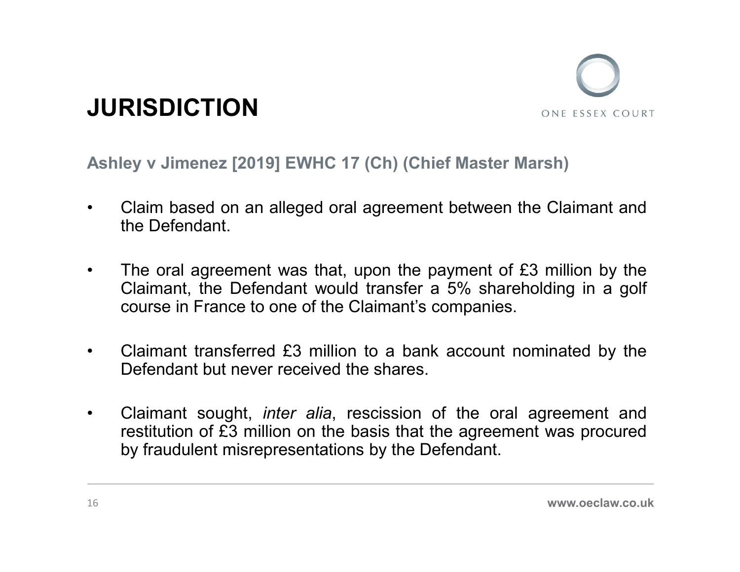# JURISDICTION

## Ashley v Jimenez [2019] EWHC 17 (Ch) (Chief Master Marsh)

- Claim based on an alleged oral agreement between the Claimant and the Defendant.
- The oral agreement was that, upon the payment of £3 million by the Claimant, the Defendant would transfer a 5% shareholding in a golf course in France to one of the Claimant's companies.
- Claimant transferred £3 million to a bank account nominated by the Defendant but never received the shares.
- Claimant sought, *inter alia*, rescission of the oral agreement and restitution of £3 million on the basis that the agreement was procured by fraudulent misrepresentations by the Defendant.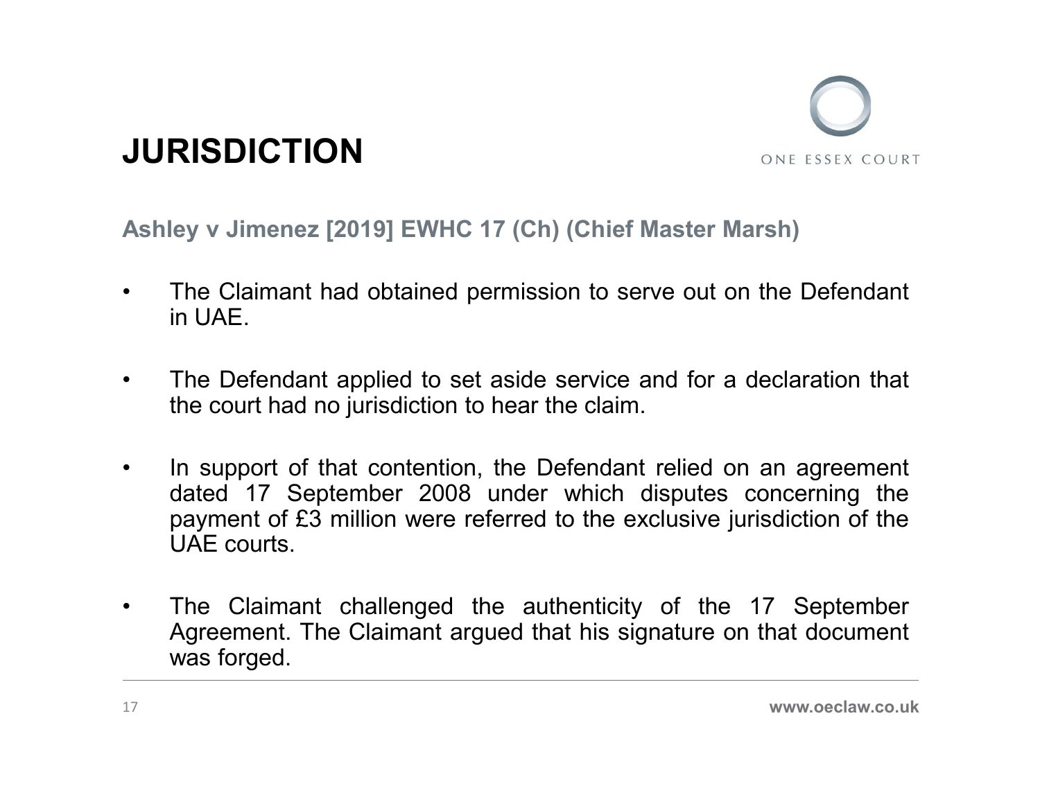# JURISDICTION

**Ashley v Jimenez [2019] EWHC 17 (Ch) (Chief Master Marsh)**

- The Claimant had obtained permission to serve out on the Defendant in UAE.
- The Defendant applied to set aside service and for a declaration that the court had no jurisdiction to hear the claim.
- In support of that contention, the Defendant relied on an agreement dated 17 September 2008 under which disputes concerning the payment of £3 million were referred to the exclusive jurisdiction of the UAE courts.
- The Claimant challenged the authenticity of the 17 September Agreement. The Claimant argued that his signature on that document was forged.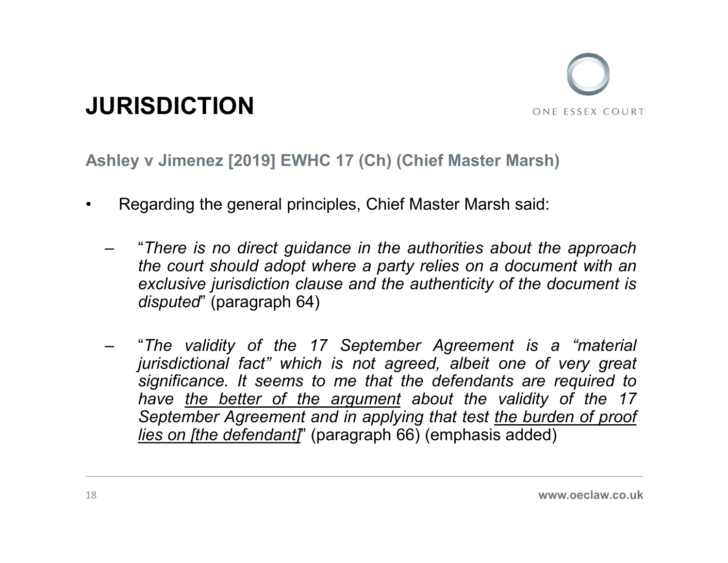# JURISDICTION

**Ashley v Jimenez [2019] EWHC 17 (Ch) (Chief Master Marsh)**

- Regarding the general principles, Chief Master Marsh said:
  - "*There is no direct guidance in the authorities about the approach the court should adopt where a party relies on a document with an exclusive jurisdiction clause and the authenticity of the document is disputed*" (paragraph 64)
  - "*The validity of the 17 September Agreement is a "material jurisdictional fact" which is not agreed, albeit one of very great significance. It seems to me that the defendants are required to have <u>the better of the argument</u> about the validity of the 17 September Agreement and in applying that test <u>the burden of proof lies on [the defendant]</u>*" (paragraph 66) (emphasis added)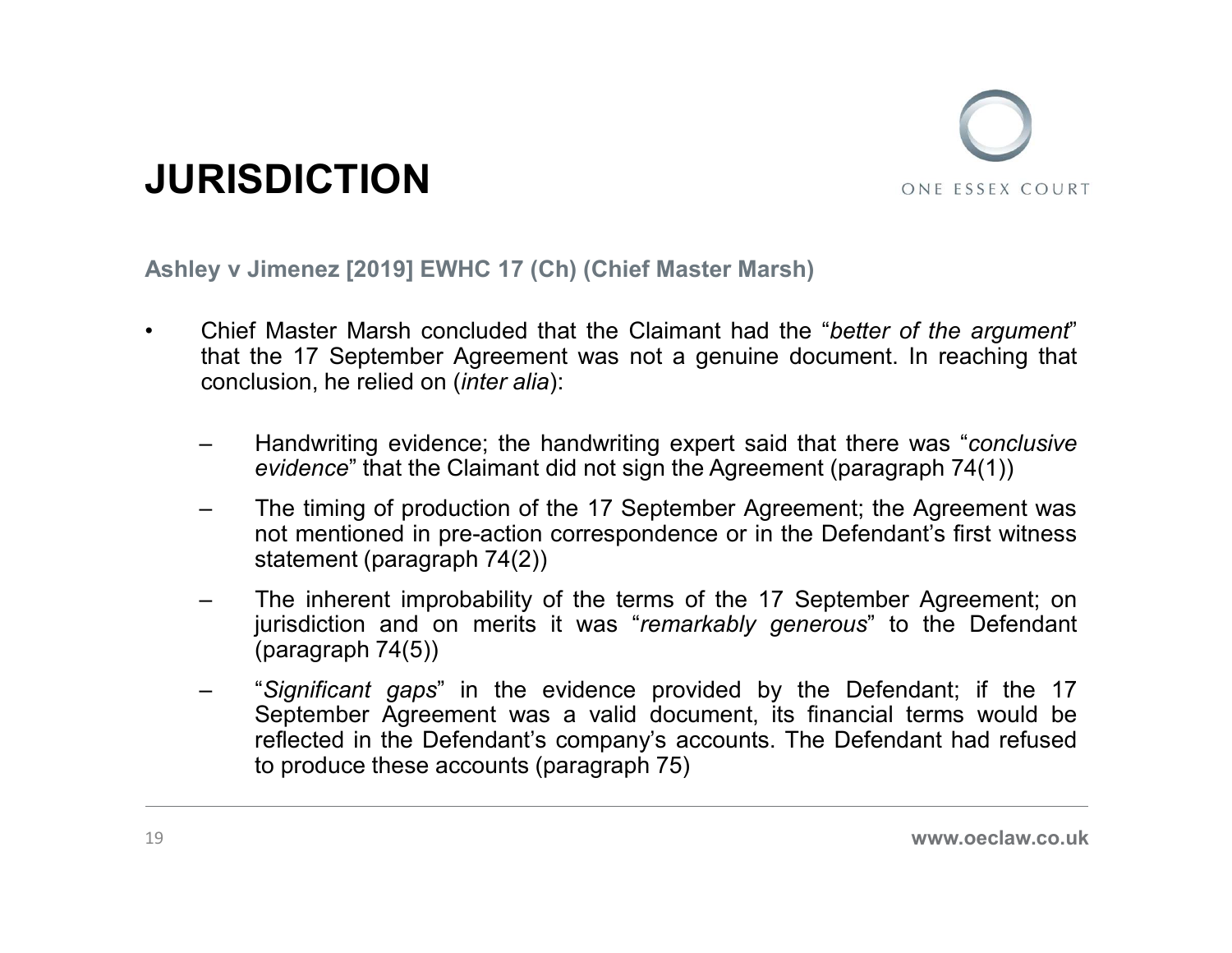# JURISDICTION

**Ashley v Jimenez [2019] EWHC 17 (Ch) (Chief Master Marsh)**

- Chief Master Marsh concluded that the Claimant had the "*better of the argument*" that the 17 September Agreement was not a genuine document. In reaching that conclusion, he relied on (*inter alia*):
  - Handwriting evidence; the handwriting expert said that there was "*conclusive evidence*" that the Claimant did not sign the Agreement (paragraph 74(1))
  - The timing of production of the 17 September Agreement; the Agreement was not mentioned in pre-action correspondence or in the Defendant's first witness statement (paragraph 74(2))
  - The inherent improbability of the terms of the 17 September Agreement; on jurisdiction and on merits it was "*remarkably generous*" to the Defendant (paragraph 74(5))
  - "*Significant gaps*" in the evidence provided by the Defendant; if the 17 September Agreement was a valid document, its financial terms would be reflected in the Defendant's company's accounts. The Defendant had refused to produce these accounts (paragraph 75)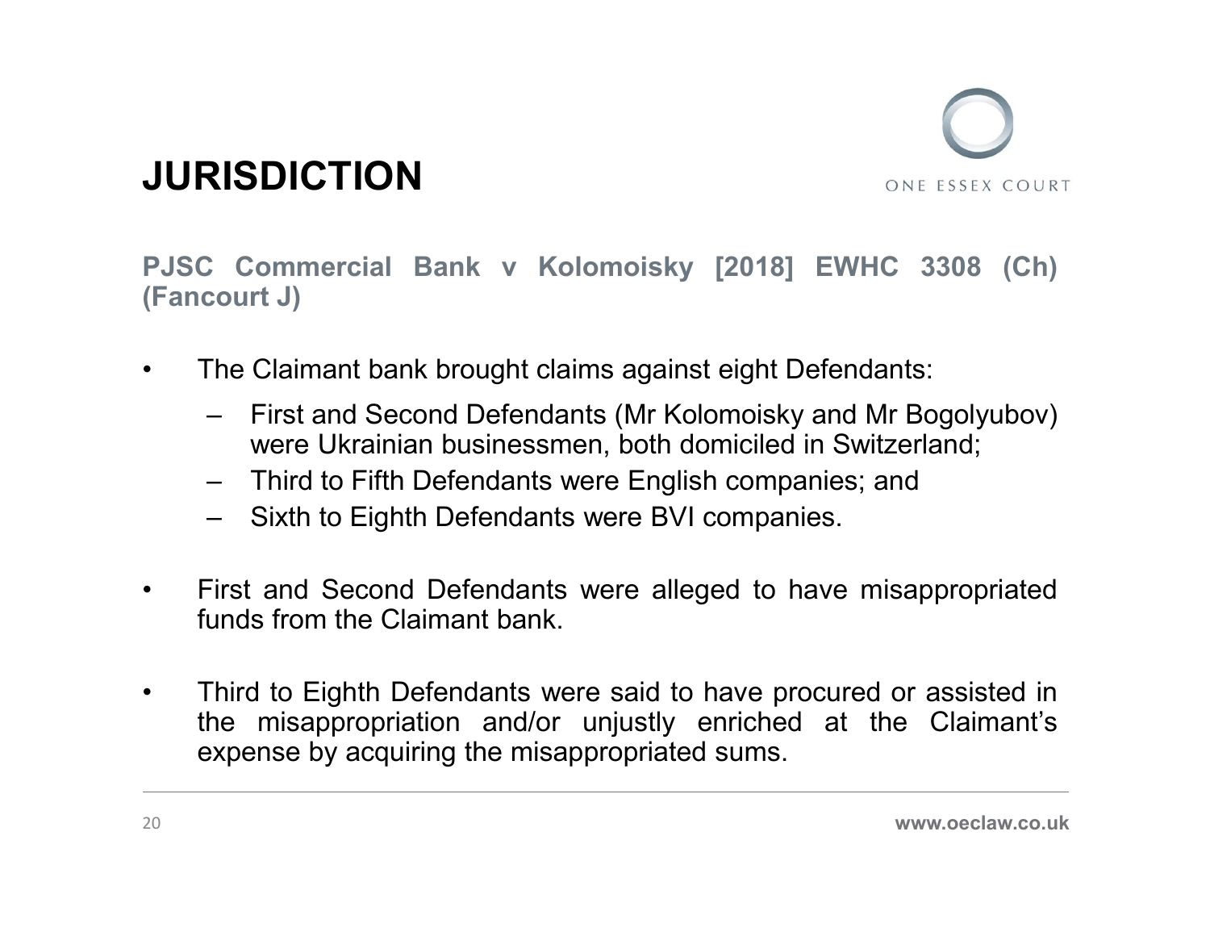# JURISDICTION

**PJSC Commercial Bank v Kolomoisky [2018] EWHC 3308 (Ch) (Fancourt J)**

- The Claimant bank brought claims against eight Defendants:
  - First and Second Defendants (Mr Kolomoisky and Mr Bogolyubov) were Ukrainian businessmen, both domiciled in Switzerland;
  - Third to Fifth Defendants were English companies; and
  - Sixth to Eighth Defendants were BVI companies.
- First and Second Defendants were alleged to have misappropriated funds from the Claimant bank.
- Third to Eighth Defendants were said to have procured or assisted in the misappropriation and/or unjustly enriched at the Claimant's expense by acquiring the misappropriated sums.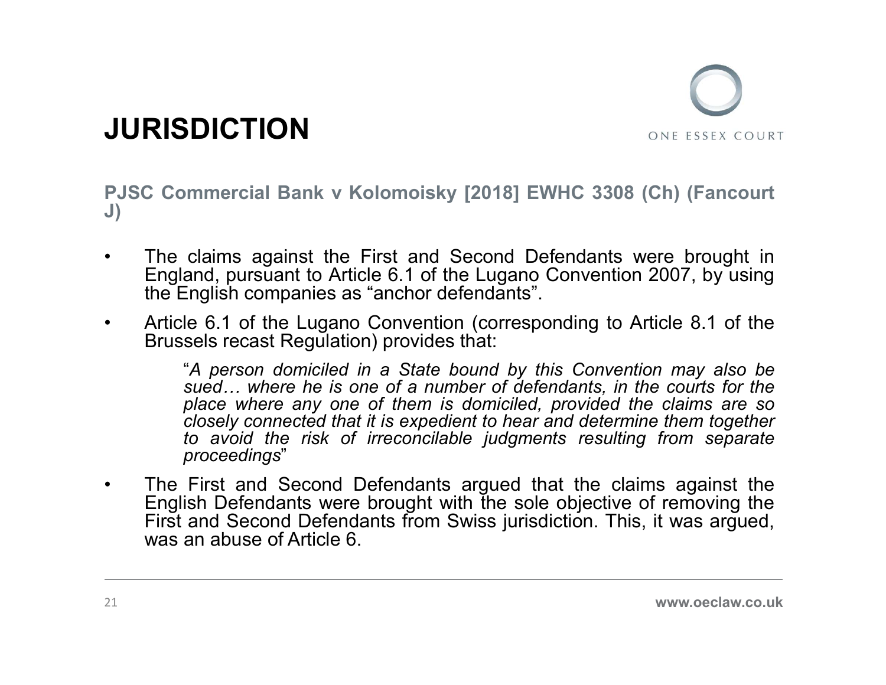# JURISDICTION

**PJSC Commercial Bank v Kolomoisky [2018] EWHC 3308 (Ch) (Fancourt J)**

- The claims against the First and Second Defendants were brought in England, pursuant to Article 6.1 of the Lugano Convention 2007, by using the English companies as "anchor defendants".
- Article 6.1 of the Lugano Convention (corresponding to Article 8.1 of the Brussels recast Regulation) provides that:

  > "*A person domiciled in a State bound by this Convention may also be sued… where he is one of a number of defendants, in the courts for the place where any one of them is domiciled, provided the claims are so closely connected that it is expedient to hear and determine them together to avoid the risk of irreconcilable judgments resulting from separate proceedings*"

- The First and Second Defendants argued that the claims against the English Defendants were brought with the sole objective of removing the First and Second Defendants from Swiss jurisdiction. This, it was argued, was an abuse of Article 6.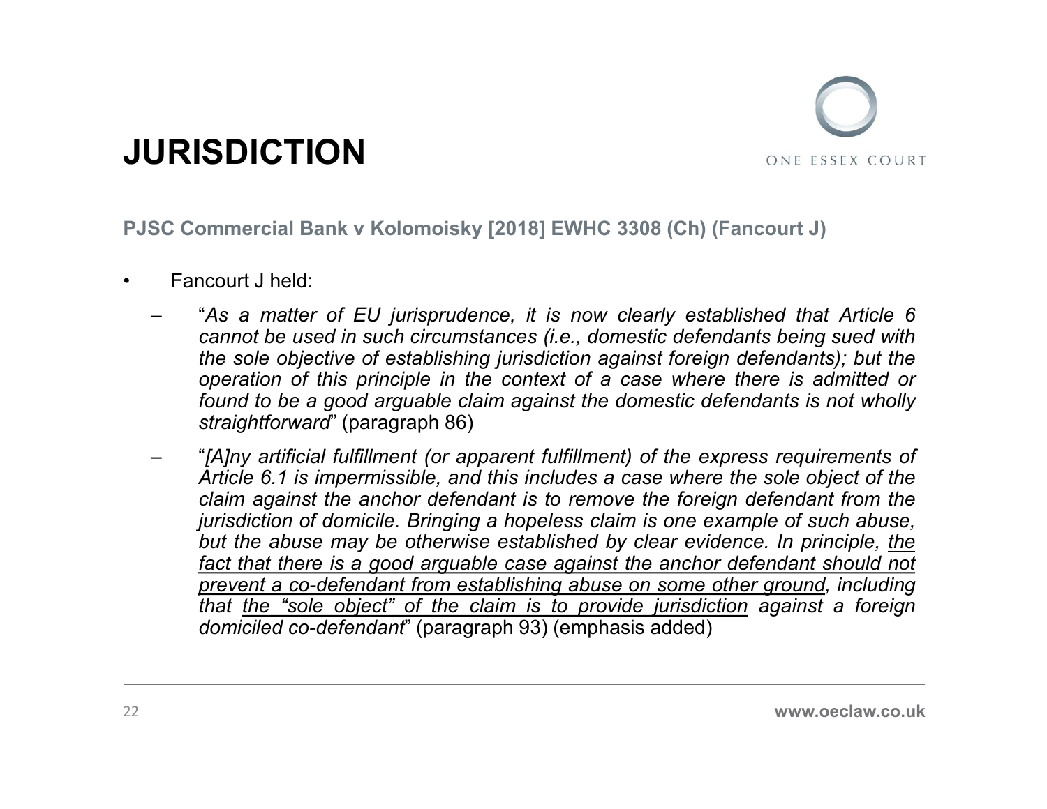# JURISDICTION

**PJSC Commercial Bank v Kolomoisky [2018] EWHC 3308 (Ch) (Fancourt J)**

- Fancourt J held:
  - "*As a matter of EU jurisprudence, it is now clearly established that Article 6 cannot be used in such circumstances (i.e., domestic defendants being sued with the sole objective of establishing jurisdiction against foreign defendants); but the operation of this principle in the context of a case where there is admitted or found to be a good arguable claim against the domestic defendants is not wholly straightforward*" (paragraph 86)
  - "*[A]ny artificial fulfillment (or apparent fulfillment) of the express requirements of Article 6.1 is impermissible, and this includes a case where the sole object of the claim against the anchor defendant is to remove the foreign defendant from the jurisdiction of domicile. Bringing a hopeless claim is one example of such abuse, but the abuse may be otherwise established by clear evidence. In principle, <u>the fact that there is a good arguable case against the anchor defendant should not prevent a co-defendant from establishing abuse on some other ground</u>, including that <u>the "sole object" of the claim is to provide jurisdiction</u> against a foreign domiciled co-defendant*" (paragraph 93) (emphasis added)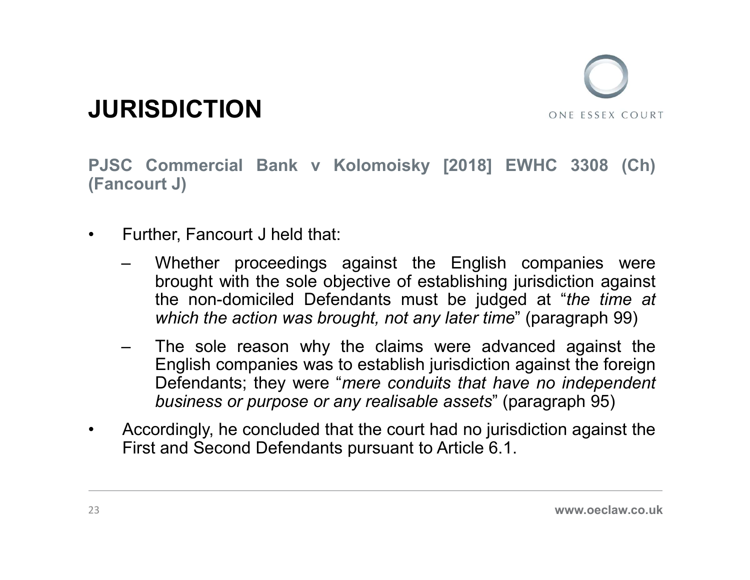# JURISDICTION

**PJSC Commercial Bank v Kolomoisky [2018] EWHC 3308 (Ch) (Fancourt J)**

- Further, Fancourt J held that:
  - Whether proceedings against the English companies were brought with the sole objective of establishing jurisdiction against the non-domiciled Defendants must be judged at "*the time at which the action was brought, not any later time*" (paragraph 99)
  - The sole reason why the claims were advanced against the English companies was to establish jurisdiction against the foreign Defendants; they were "*mere conduits that have no independent business or purpose or any realisable assets*" (paragraph 95)
- Accordingly, he concluded that the court had no jurisdiction against the First and Second Defendants pursuant to Article 6.1.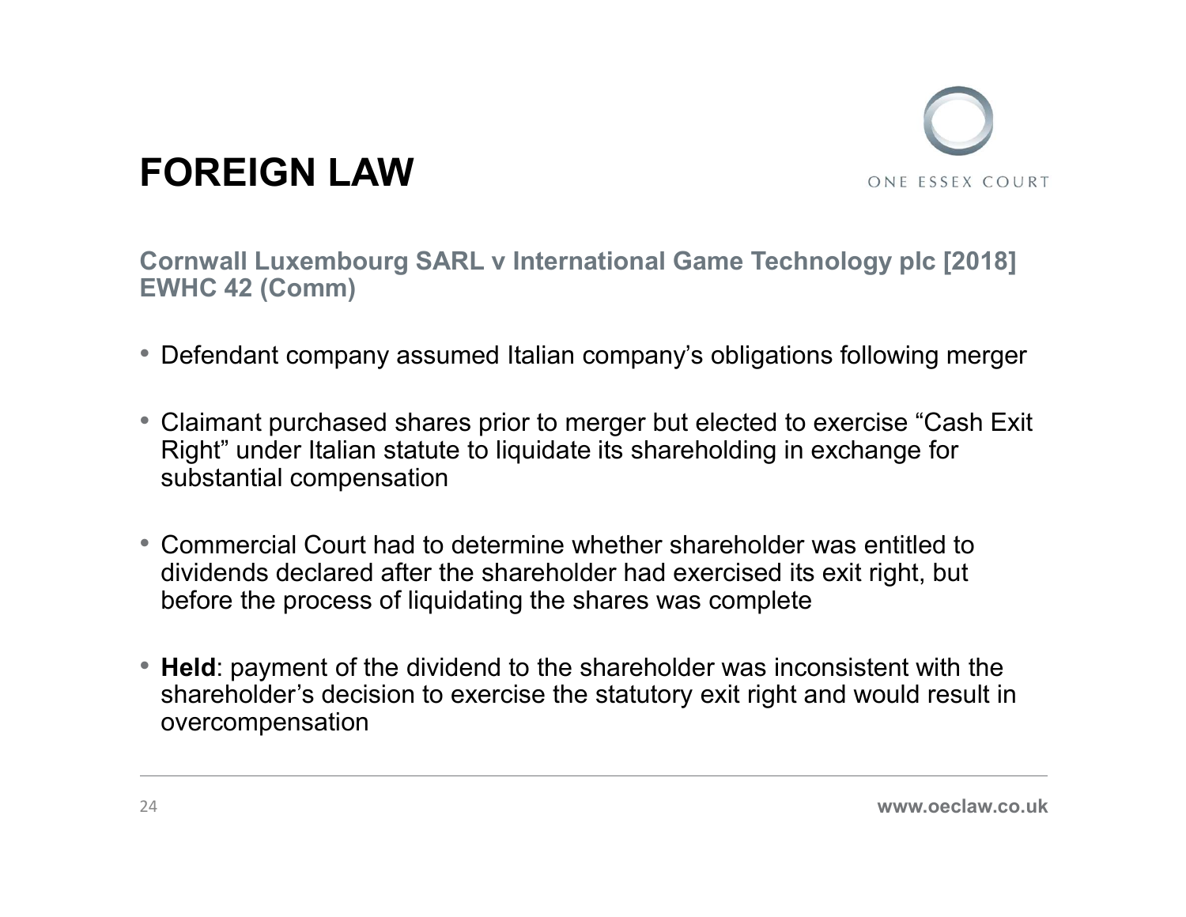# FOREIGN LAW

## Cornwall Luxembourg SARL v International Game Technology plc [2018] EWHC 42 (Comm)

- Defendant company assumed Italian company's obligations following merger
- Claimant purchased shares prior to merger but elected to exercise "Cash Exit Right" under Italian statute to liquidate its shareholding in exchange for substantial compensation
- Commercial Court had to determine whether shareholder was entitled to dividends declared after the shareholder had exercised its exit right, but before the process of liquidating the shares was complete
- **Held**: payment of the dividend to the shareholder was inconsistent with the shareholder's decision to exercise the statutory exit right and would result in overcompensation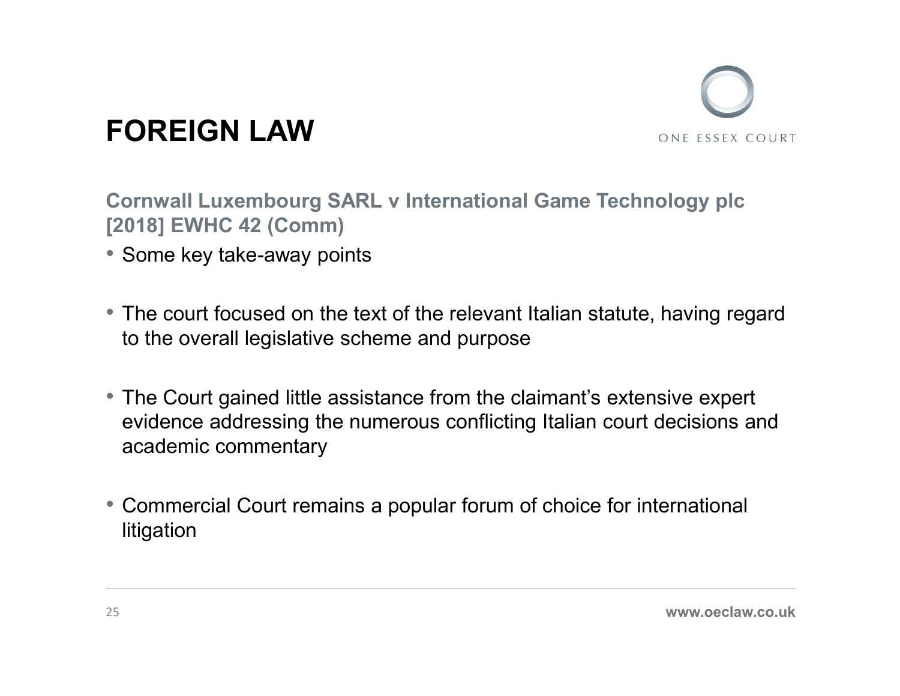# FOREIGN LAW

### Cornwall Luxembourg SARL v International Game Technology plc [2018] EWHC 42 (Comm)

- Some key take-away points

- The court focused on the text of the relevant Italian statute, having regard to the overall legislative scheme and purpose

- The Court gained little assistance from the claimant's extensive expert evidence addressing the numerous conflicting Italian court decisions and academic commentary

- Commercial Court remains a popular forum of choice for international litigation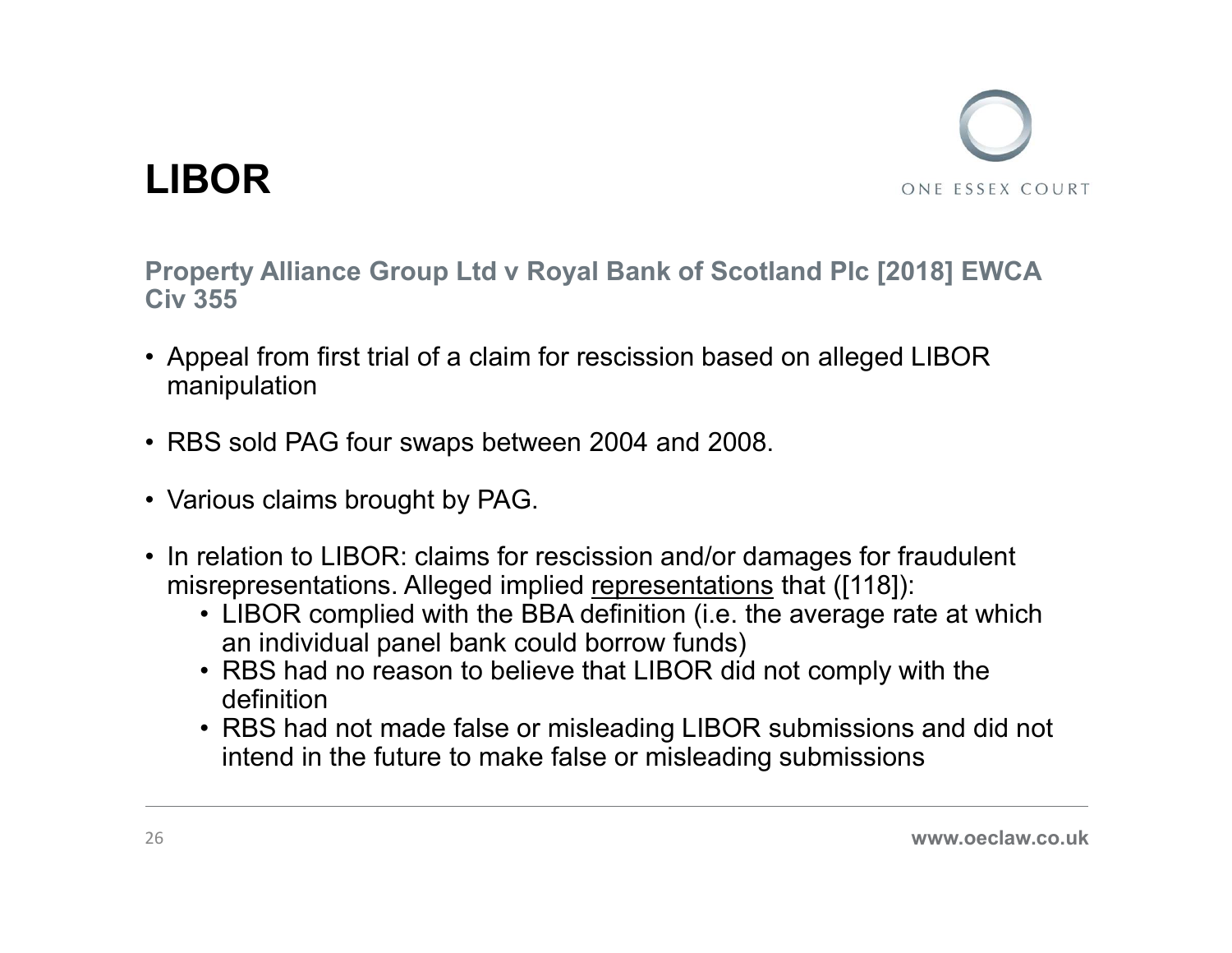# LIBOR

**Property Alliance Group Ltd v Royal Bank of Scotland Plc [2018] EWCA Civ 355**

- Appeal from first trial of a claim for rescission based on alleged LIBOR manipulation
- RBS sold PAG four swaps between 2004 and 2008.
- Various claims brought by PAG.
- In relation to LIBOR: claims for rescission and/or damages for fraudulent misrepresentations. Alleged implied <u>representations</u> that ([118]):
    - LIBOR complied with the BBA definition (i.e. the average rate at which an individual panel bank could borrow funds)
    - RBS had no reason to believe that LIBOR did not comply with the definition
    - RBS had not made false or misleading LIBOR submissions and did not intend in the future to make false or misleading submissions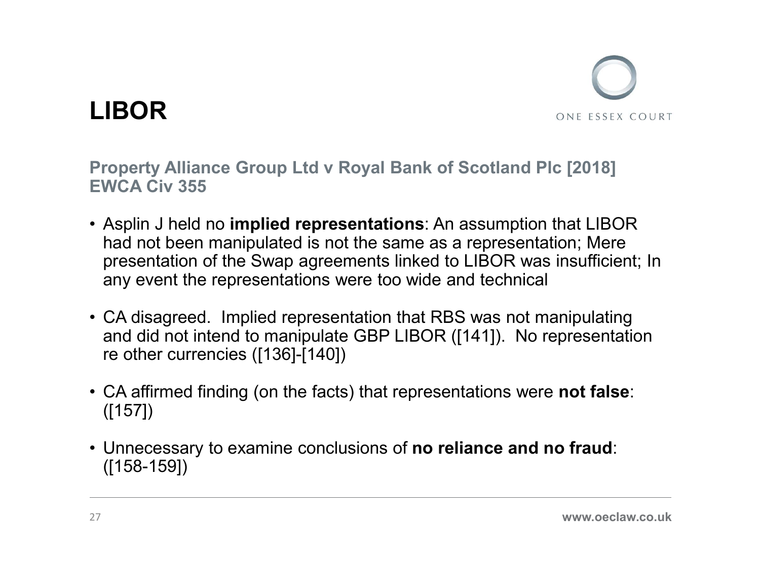# LIBOR

## Property Alliance Group Ltd v Royal Bank of Scotland Plc [2018] EWCA Civ 355

- Asplin J held no **implied representations**: An assumption that LIBOR had not been manipulated is not the same as a representation; Mere presentation of the Swap agreements linked to LIBOR was insufficient; In any event the representations were too wide and technical
- CA disagreed. Implied representation that RBS was not manipulating and did not intend to manipulate GBP LIBOR ([141]). No representation re other currencies ([136]-[140])
- CA affirmed finding (on the facts) that representations were **not false**: ([157])
- Unnecessary to examine conclusions of **no reliance and no fraud**: ([158-159])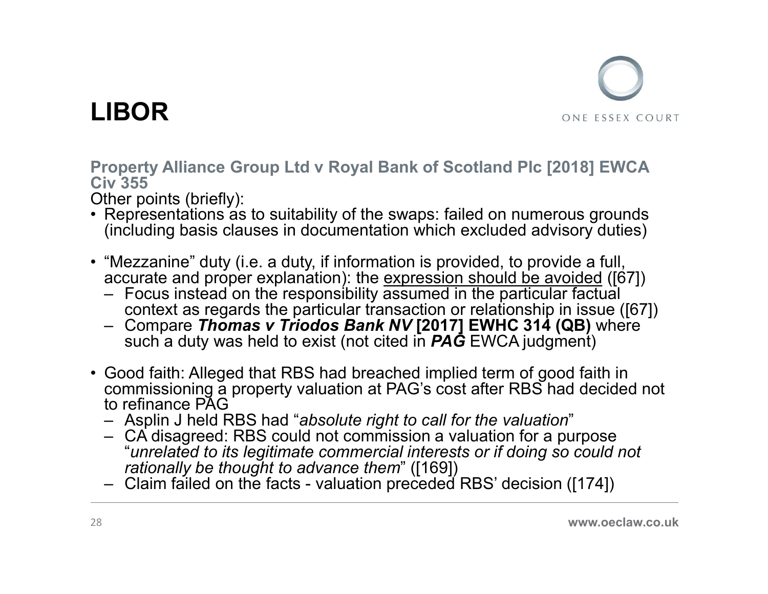# LIBOR

**Property Alliance Group Ltd v Royal Bank of Scotland Plc [2018] EWCA Civ 355**

Other points (briefly):

- Representations as to suitability of the swaps: failed on numerous grounds (including basis clauses in documentation which excluded advisory duties)

- "Mezzanine" duty (i.e. a duty, if information is provided, to provide a full, accurate and proper explanation): the <u>expression should be avoided</u> ([67])
  - Focus instead on the responsibility assumed in the particular factual context as regards the particular transaction or relationship in issue ([67])
  - Compare ***Thomas v Triodos Bank NV*** **[2017] EWHC 314 (QB)** where such a duty was held to exist (not cited in ***PAG*** EWCA judgment)

- Good faith: Alleged that RBS had breached implied term of good faith in commissioning a property valuation at PAG's cost after RBS had decided not to refinance PAG
  - Asplin J held RBS had "*absolute right to call for the valuation*"
  - CA disagreed: RBS could not commission a valuation for a purpose "*unrelated to its legitimate commercial interests or if doing so could not rationally be thought to advance them*" ([169])
  - Claim failed on the facts - valuation preceded RBS' decision ([174])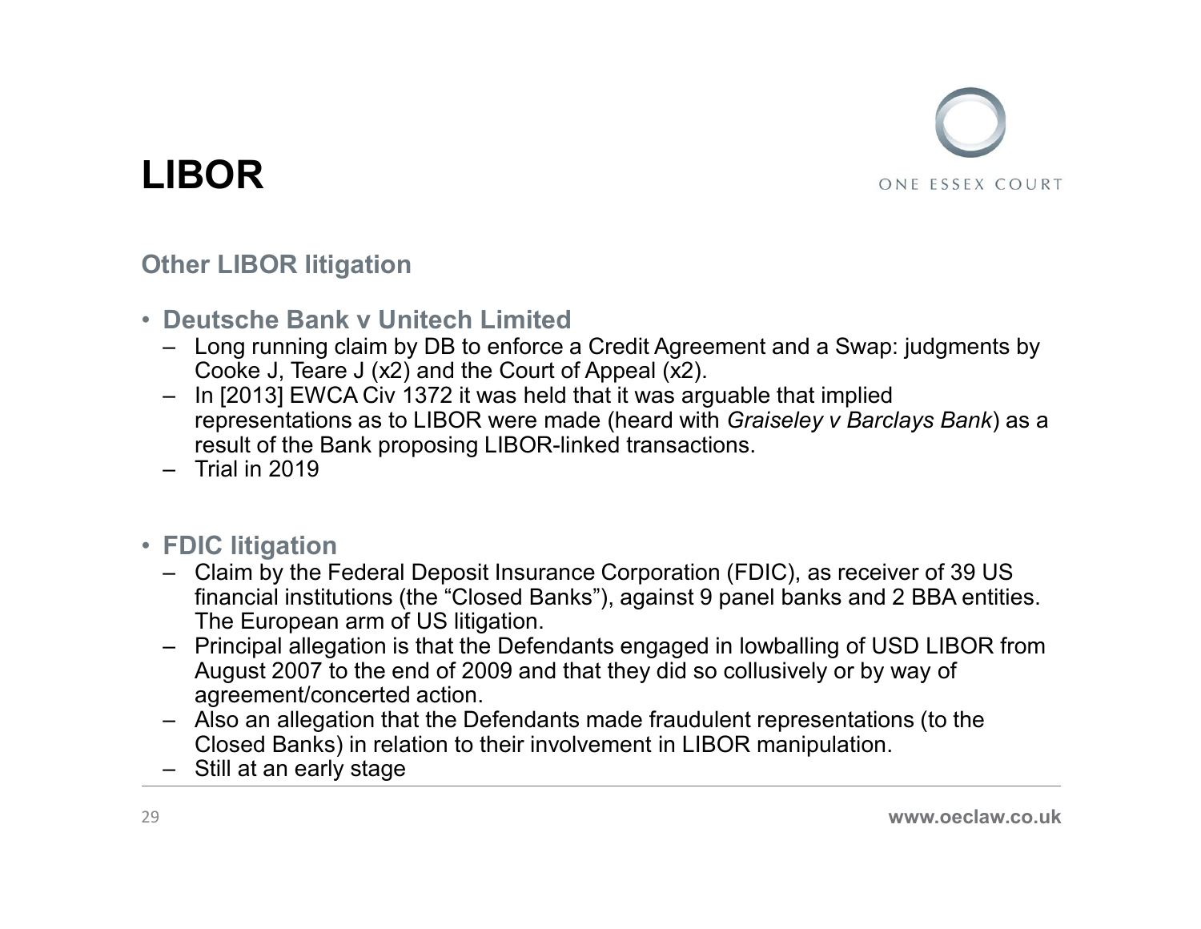# LIBOR

## Other LIBOR litigation

- **Deutsche Bank v Unitech Limited**
  - Long running claim by DB to enforce a Credit Agreement and a Swap: judgments by Cooke J, Teare J (x2) and the Court of Appeal (x2).
  - In [2013] EWCA Civ 1372 it was held that it was arguable that implied representations as to LIBOR were made (heard with *Graiseley v Barclays Bank*) as a result of the Bank proposing LIBOR-linked transactions.
  - Trial in 2019

- **FDIC litigation**
  - Claim by the Federal Deposit Insurance Corporation (FDIC), as receiver of 39 US financial institutions (the "Closed Banks"), against 9 panel banks and 2 BBA entities. The European arm of US litigation.
  - Principal allegation is that the Defendants engaged in lowballing of USD LIBOR from August 2007 to the end of 2009 and that they did so collusively or by way of agreement/concerted action.
  - Also an allegation that the Defendants made fraudulent representations (to the Closed Banks) in relation to their involvement in LIBOR manipulation.
  - Still at an early stage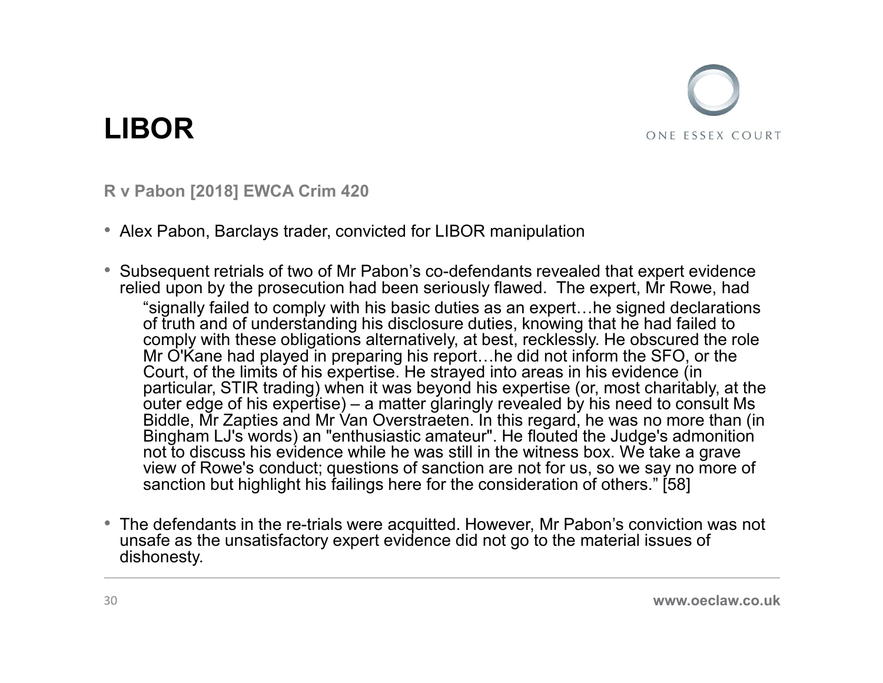# LIBOR

**R v Pabon [2018] EWCA Crim 420**

- Alex Pabon, Barclays trader, convicted for LIBOR manipulation
- Subsequent retrials of two of Mr Pabon's co-defendants revealed that expert evidence relied upon by the prosecution had been seriously flawed. The expert, Mr Rowe, had

  > "signally failed to comply with his basic duties as an expert…he signed declarations of truth and of understanding his disclosure duties, knowing that he had failed to comply with these obligations alternatively, at best, recklessly. He obscured the role Mr O'Kane had played in preparing his report…he did not inform the SFO, or the Court, of the limits of his expertise. He strayed into areas in his evidence (in particular, STIR trading) when it was beyond his expertise (or, most charitably, at the outer edge of his expertise) – a matter glaringly revealed by his need to consult Ms Biddle, Mr Zapties and Mr Van Overstraeten. In this regard, he was no more than (in Bingham LJ's words) an "enthusiastic amateur". He flouted the Judge's admonition not to discuss his evidence while he was still in the witness box. We take a grave view of Rowe's conduct; questions of sanction are not for us, so we say no more of sanction but highlight his failings here for the consideration of others." [58]

- The defendants in the re-trials were acquitted. However, Mr Pabon's conviction was not unsafe as the unsatisfactory expert evidence did not go to the material issues of dishonesty.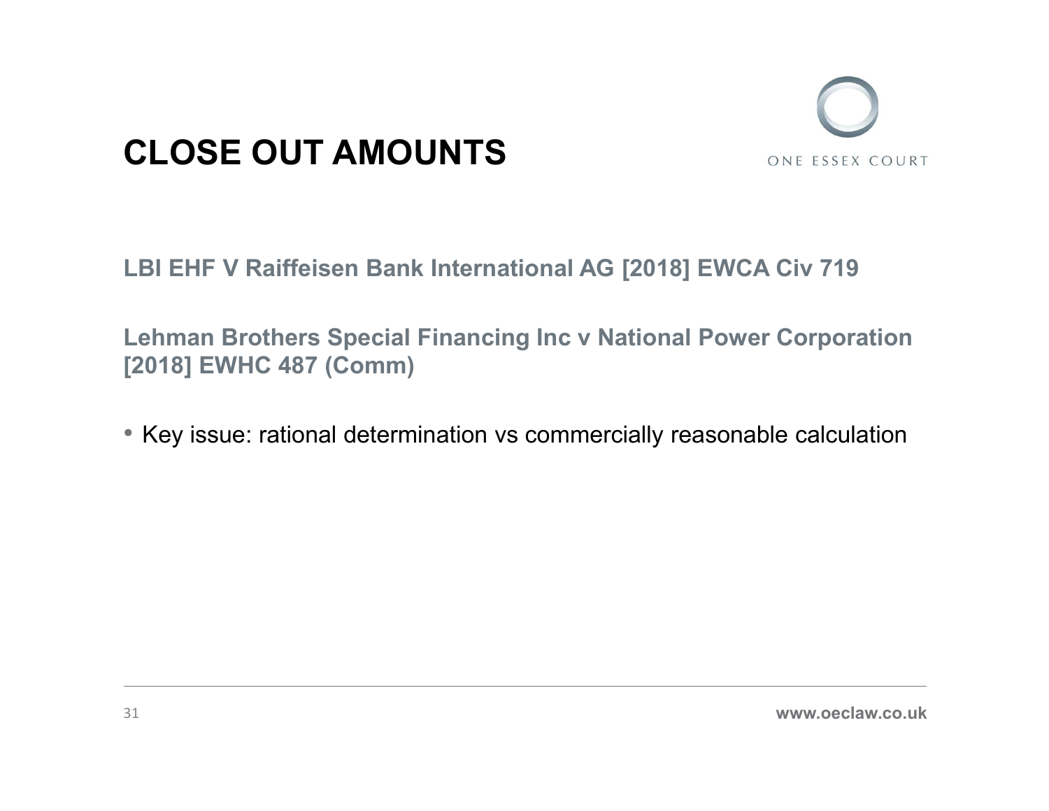# CLOSE OUT AMOUNTS

**LBI EHF V Raiffeisen Bank International AG [2018] EWCA Civ 719**

**Lehman Brothers Special Financing Inc v National Power Corporation [2018] EWHC 487 (Comm)**

- Key issue: rational determination vs commercially reasonable calculation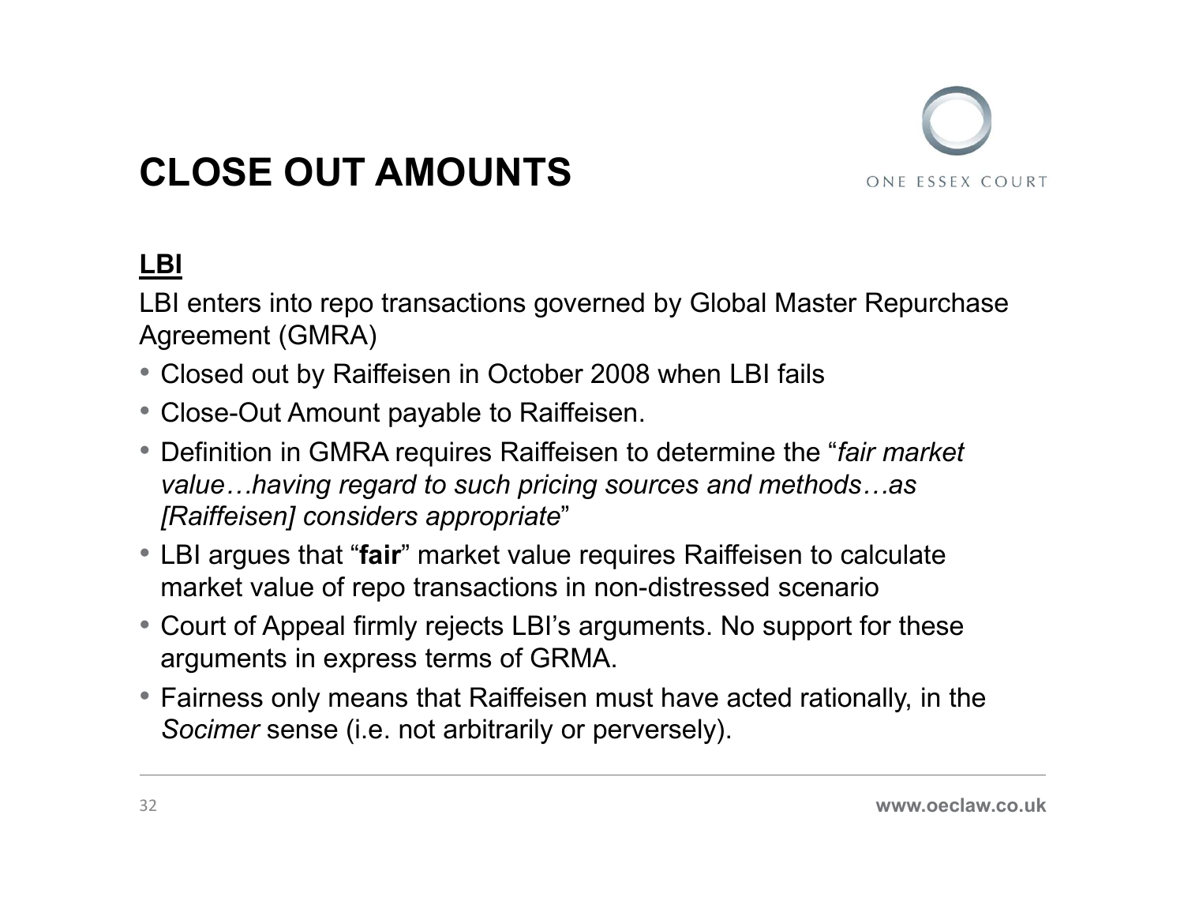# CLOSE OUT AMOUNTS

**LBI**

LBI enters into repo transactions governed by Global Master Repurchase Agreement (GMRA)

- Closed out by Raiffeisen in October 2008 when LBI fails
- Close-Out Amount payable to Raiffeisen.
- Definition in GMRA requires Raiffeisen to determine the "*fair market value…having regard to such pricing sources and methods…as [Raiffeisen] considers appropriate*"
- LBI argues that "**fair**" market value requires Raiffeisen to calculate market value of repo transactions in non-distressed scenario
- Court of Appeal firmly rejects LBI's arguments. No support for these arguments in express terms of GRMA.
- Fairness only means that Raiffeisen must have acted rationally, in the *Socimer* sense (i.e. not arbitrarily or perversely).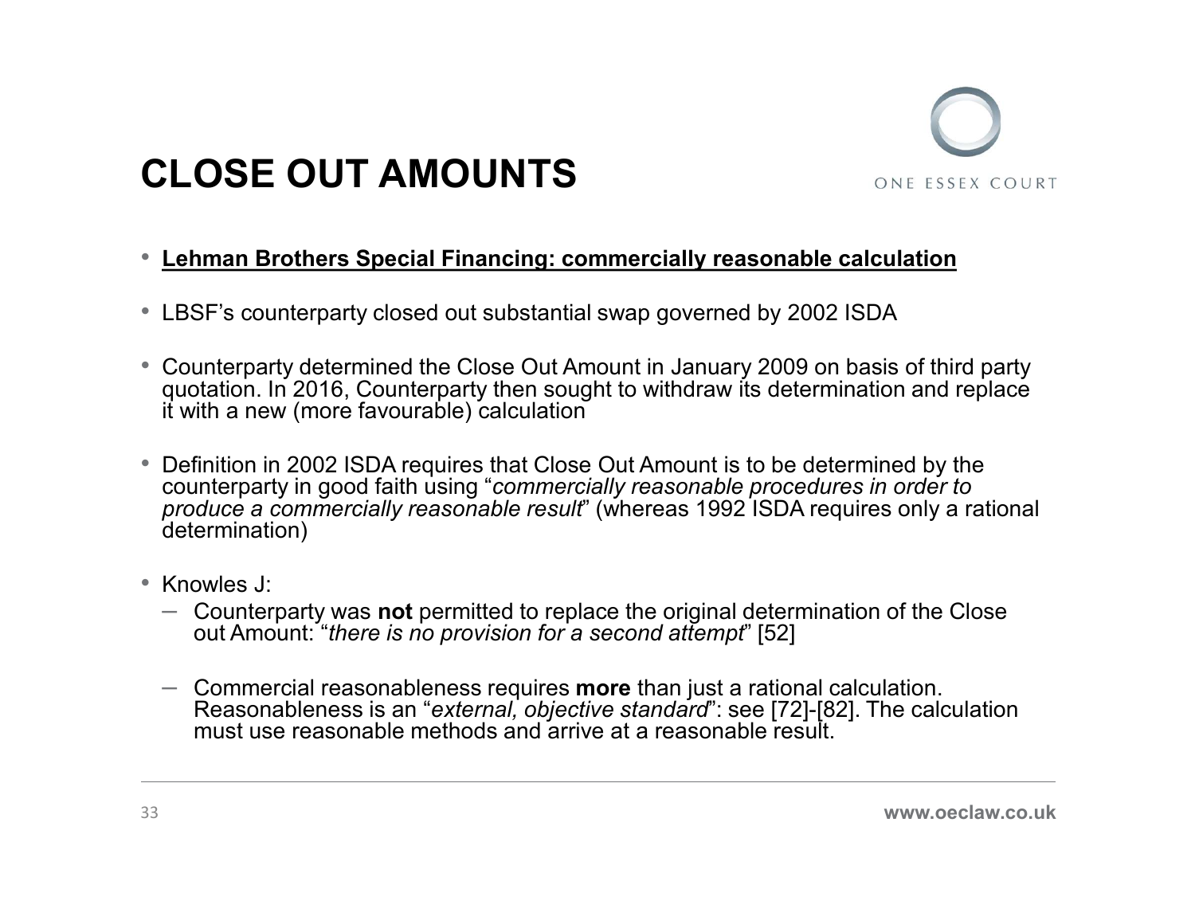# CLOSE OUT AMOUNTS

- **Lehman Brothers Special Financing: commercially reasonable calculation**

- LBSF's counterparty closed out substantial swap governed by 2002 ISDA

- Counterparty determined the Close Out Amount in January 2009 on basis of third party quotation. In 2016, Counterparty then sought to withdraw its determination and replace it with a new (more favourable) calculation

- Definition in 2002 ISDA requires that Close Out Amount is to be determined by the counterparty in good faith using "*commercially reasonable procedures in order to produce a commercially reasonable result*" (whereas 1992 ISDA requires only a rational determination)

- Knowles J:
  - Counterparty was **not** permitted to replace the original determination of the Close out Amount: "*there is no provision for a second attempt*" [52]
  - Commercial reasonableness requires **more** than just a rational calculation. Reasonableness is an "*external, objective standard*": see [72]-[82]. The calculation must use reasonable methods and arrive at a reasonable result.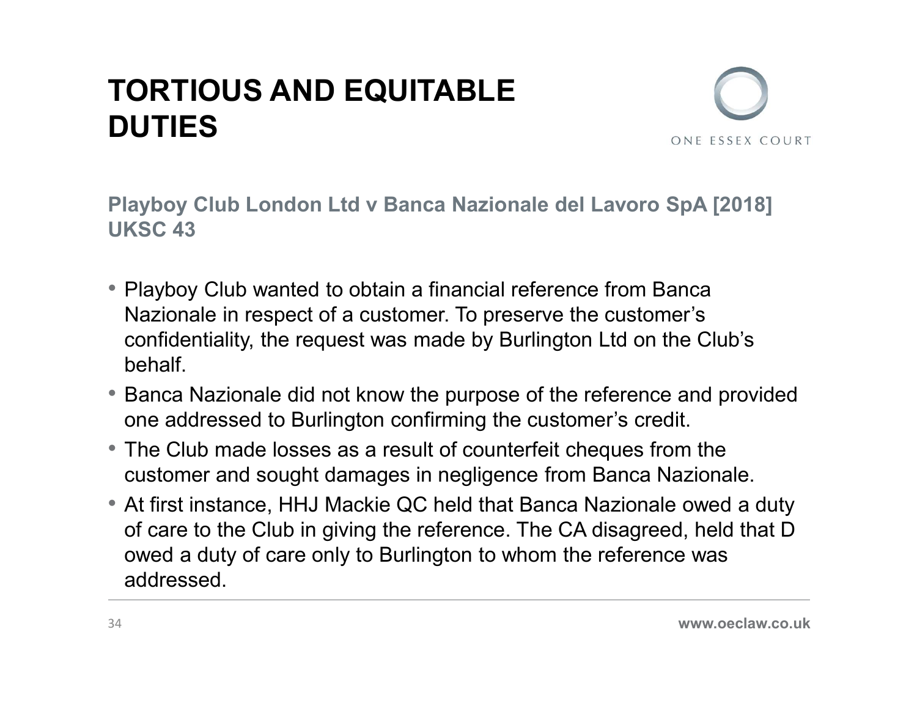# TORTIOUS AND EQUITABLE DUTIES

## Playboy Club London Ltd v Banca Nazionale del Lavoro SpA [2018] UKSC 43

- Playboy Club wanted to obtain a financial reference from Banca Nazionale in respect of a customer. To preserve the customer's confidentiality, the request was made by Burlington Ltd on the Club's behalf.
- Banca Nazionale did not know the purpose of the reference and provided one addressed to Burlington confirming the customer's credit.
- The Club made losses as a result of counterfeit cheques from the customer and sought damages in negligence from Banca Nazionale.
- At first instance, HHJ Mackie QC held that Banca Nazionale owed a duty of care to the Club in giving the reference. The CA disagreed, held that D owed a duty of care only to Burlington to whom the reference was addressed.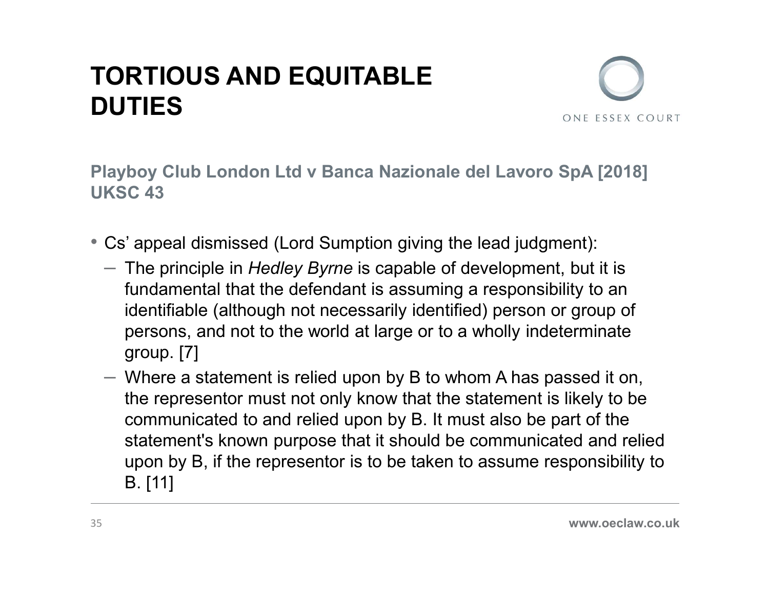# TORTIOUS AND EQUITABLE DUTIES

## Playboy Club London Ltd v Banca Nazionale del Lavoro SpA [2018] UKSC 43

- Cs' appeal dismissed (Lord Sumption giving the lead judgment):
  - The principle in *Hedley Byrne* is capable of development, but it is fundamental that the defendant is assuming a responsibility to an identifiable (although not necessarily identified) person or group of persons, and not to the world at large or to a wholly indeterminate group. [7]
  - Where a statement is relied upon by B to whom A has passed it on, the representor must not only know that the statement is likely to be communicated to and relied upon by B. It must also be part of the statement's known purpose that it should be communicated and relied upon by B, if the representor is to be taken to assume responsibility to B. [11]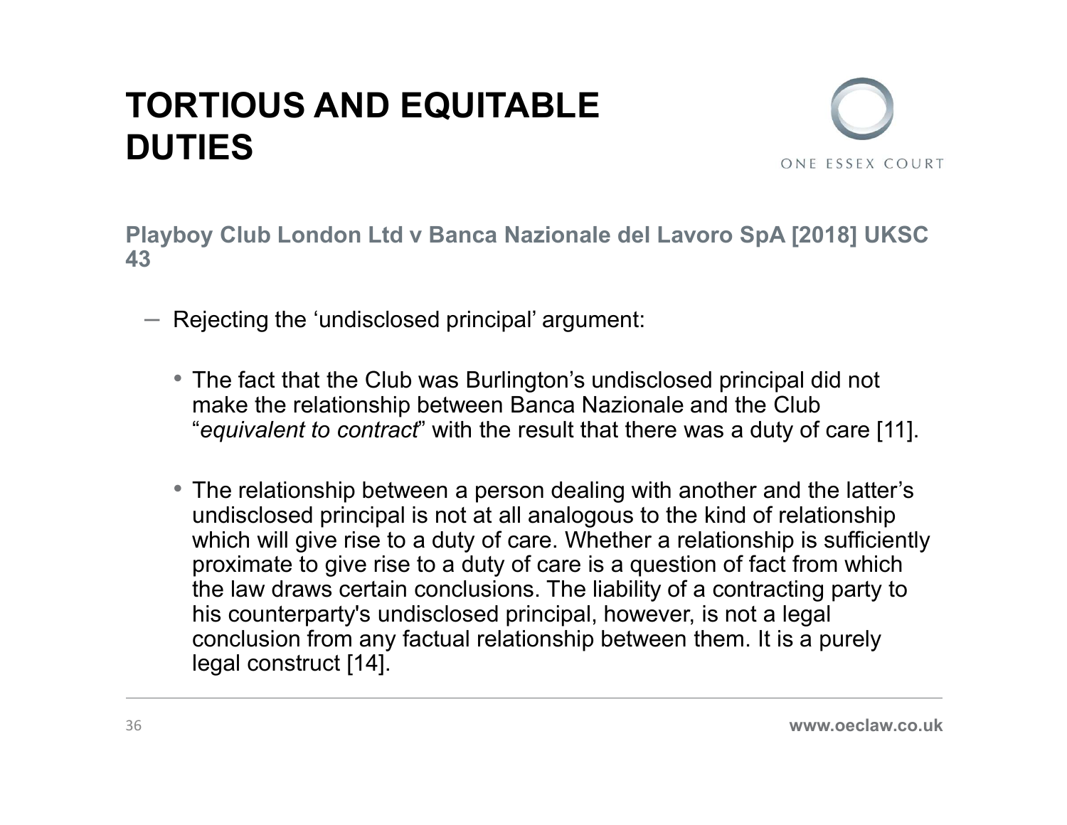# TORTIOUS AND EQUITABLE DUTIES

**Playboy Club London Ltd v Banca Nazionale del Lavoro SpA [2018] UKSC 43**

- Rejecting the 'undisclosed principal' argument:
  - The fact that the Club was Burlington's undisclosed principal did not make the relationship between Banca Nazionale and the Club "*equivalent to contract*" with the result that there was a duty of care [11].
  - The relationship between a person dealing with another and the latter's undisclosed principal is not at all analogous to the kind of relationship which will give rise to a duty of care. Whether a relationship is sufficiently proximate to give rise to a duty of care is a question of fact from which the law draws certain conclusions. The liability of a contracting party to his counterparty's undisclosed principal, however, is not a legal conclusion from any factual relationship between them. It is a purely legal construct [14].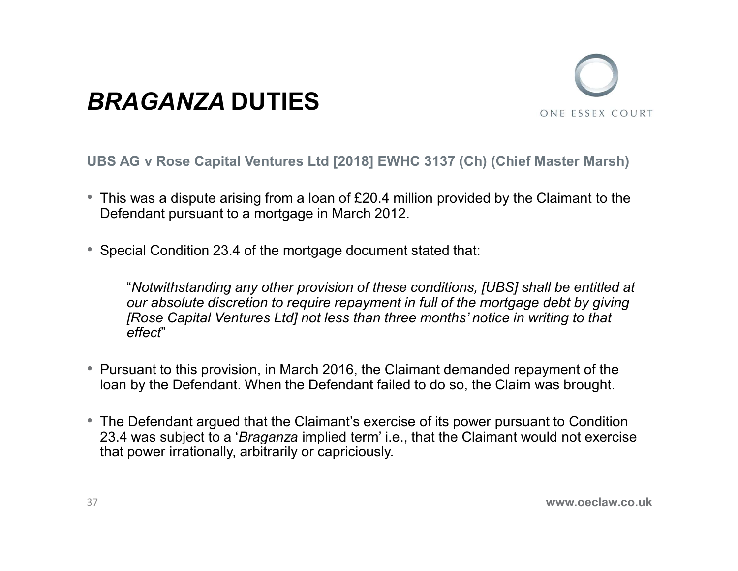# *BRAGANZA* DUTIES

**UBS AG v Rose Capital Ventures Ltd [2018] EWHC 3137 (Ch) (Chief Master Marsh)**

- This was a dispute arising from a loan of £20.4 million provided by the Claimant to the Defendant pursuant to a mortgage in March 2012.

- Special Condition 23.4 of the mortgage document stated that:

  "*Notwithstanding any other provision of these conditions, [UBS] shall be entitled at our absolute discretion to require repayment in full of the mortgage debt by giving [Rose Capital Ventures Ltd] not less than three months' notice in writing to that effect*"

- Pursuant to this provision, in March 2016, the Claimant demanded repayment of the loan by the Defendant. When the Defendant failed to do so, the Claim was brought.

- The Defendant argued that the Claimant's exercise of its power pursuant to Condition 23.4 was subject to a '*Braganza* implied term' i.e., that the Claimant would not exercise that power irrationally, arbitrarily or capriciously.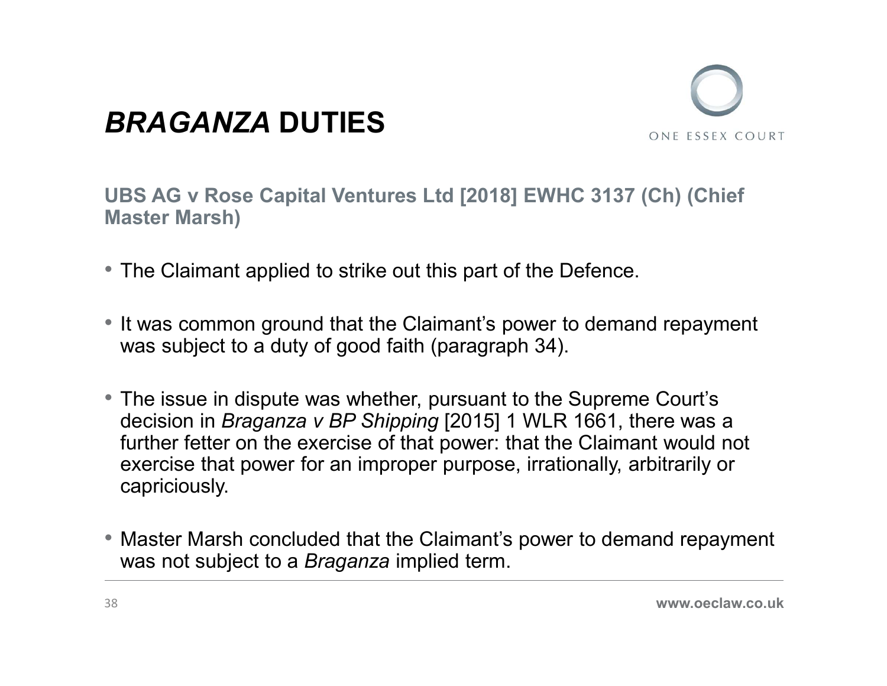# *BRAGANZA* DUTIES

**UBS AG v Rose Capital Ventures Ltd [2018] EWHC 3137 (Ch) (Chief Master Marsh)**

- The Claimant applied to strike out this part of the Defence.
- It was common ground that the Claimant's power to demand repayment was subject to a duty of good faith (paragraph 34).
- The issue in dispute was whether, pursuant to the Supreme Court's decision in *Braganza v BP Shipping* [2015] 1 WLR 1661, there was a further fetter on the exercise of that power: that the Claimant would not exercise that power for an improper purpose, irrationally, arbitrarily or capriciously.
- Master Marsh concluded that the Claimant's power to demand repayment was not subject to a *Braganza* implied term.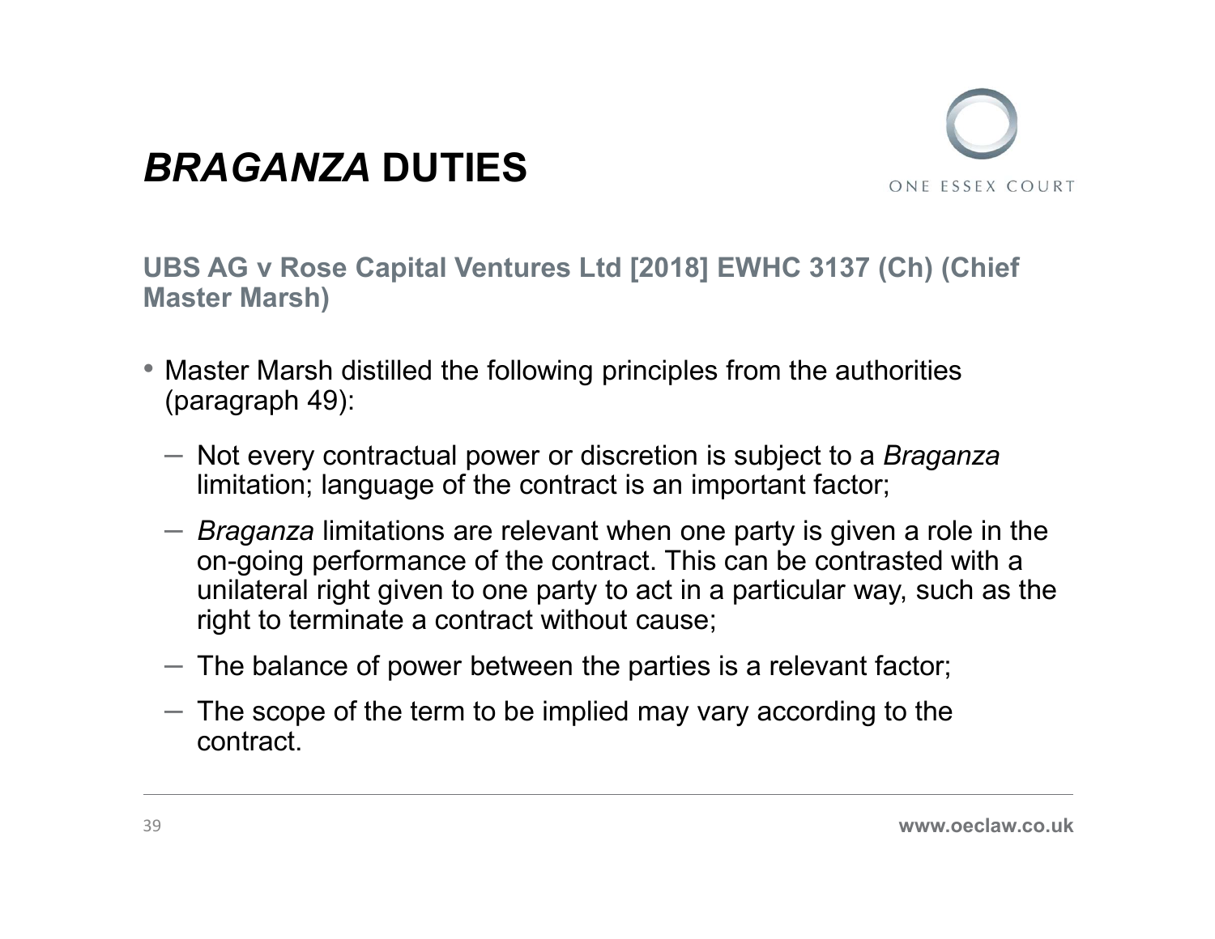# *BRAGANZA* DUTIES

**UBS AG v Rose Capital Ventures Ltd [2018] EWHC 3137 (Ch) (Chief Master Marsh)**

- Master Marsh distilled the following principles from the authorities (paragraph 49):
  - Not every contractual power or discretion is subject to a *Braganza* limitation; language of the contract is an important factor;
  - *Braganza* limitations are relevant when one party is given a role in the on-going performance of the contract. This can be contrasted with a unilateral right given to one party to act in a particular way, such as the right to terminate a contract without cause;
  - The balance of power between the parties is a relevant factor;
  - The scope of the term to be implied may vary according to the contract.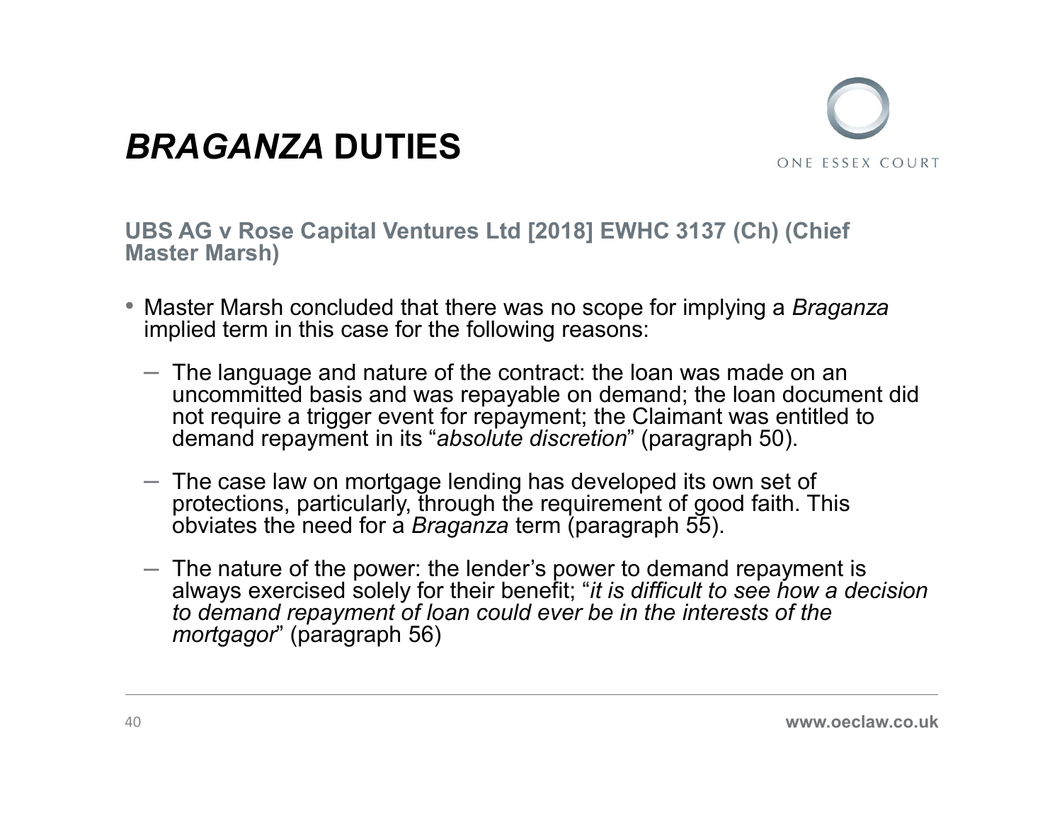# *BRAGANZA* DUTIES

**UBS AG v Rose Capital Ventures Ltd [2018] EWHC 3137 (Ch) (Chief Master Marsh)**

- Master Marsh concluded that there was no scope for implying a *Braganza* implied term in this case for the following reasons:
  - The language and nature of the contract: the loan was made on an uncommitted basis and was repayable on demand; the loan document did not require a trigger event for repayment; the Claimant was entitled to demand repayment in its "*absolute discretion*" (paragraph 50).
  - The case law on mortgage lending has developed its own set of protections, particularly, through the requirement of good faith. This obviates the need for a *Braganza* term (paragraph 55).
  - The nature of the power: the lender's power to demand repayment is always exercised solely for their benefit; "*it is difficult to see how a decision to demand repayment of loan could ever be in the interests of the mortgagor*" (paragraph 56)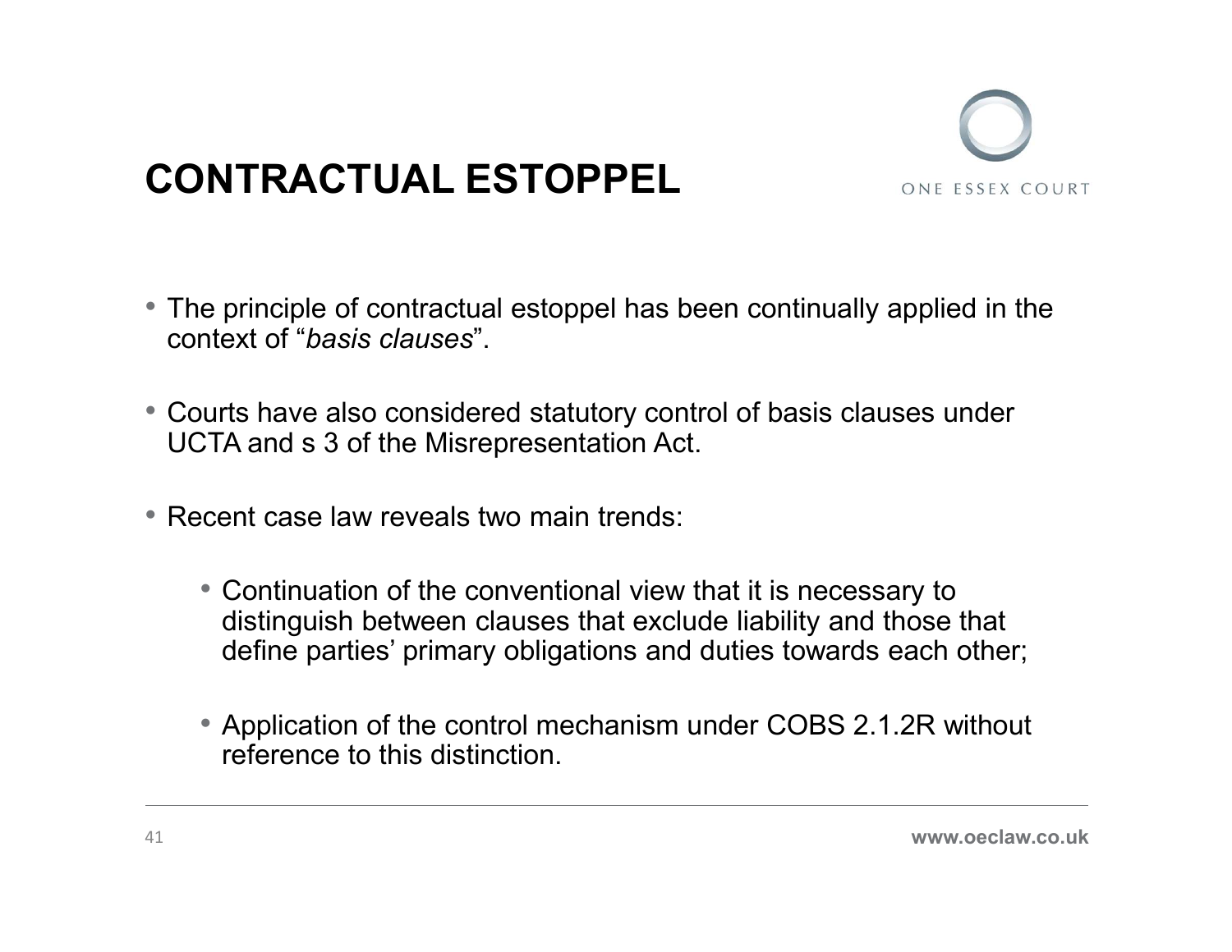# CONTRACTUAL ESTOPPEL

- The principle of contractual estoppel has been continually applied in the context of "*basis clauses*".

- Courts have also considered statutory control of basis clauses under UCTA and s 3 of the Misrepresentation Act.

- Recent case law reveals two main trends:

  - Continuation of the conventional view that it is necessary to distinguish between clauses that exclude liability and those that define parties' primary obligations and duties towards each other;

  - Application of the control mechanism under COBS 2.1.2R without reference to this distinction.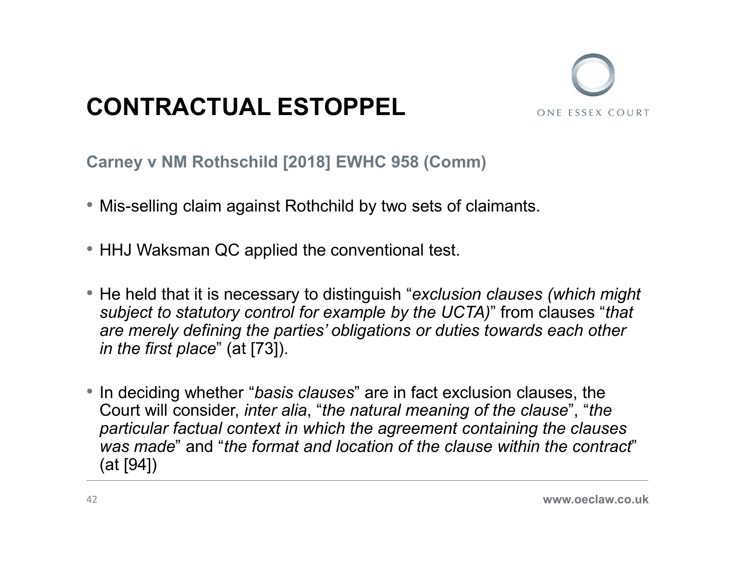# CONTRACTUAL ESTOPPEL

## Carney v NM Rothschild [2018] EWHC 958 (Comm)

- Mis-selling claim against Rothchild by two sets of claimants.
- HHJ Waksman QC applied the conventional test.
- He held that it is necessary to distinguish "*exclusion clauses (which might subject to statutory control for example by the UCTA)*" from clauses "*that are merely defining the parties' obligations or duties towards each other in the first place*" (at [73]).
- In deciding whether "*basis clauses*" are in fact exclusion clauses, the Court will consider, *inter alia*, "*the natural meaning of the clause*", "*the particular factual context in which the agreement containing the clauses was made*" and "*the format and location of the clause within the contract*" (at [94])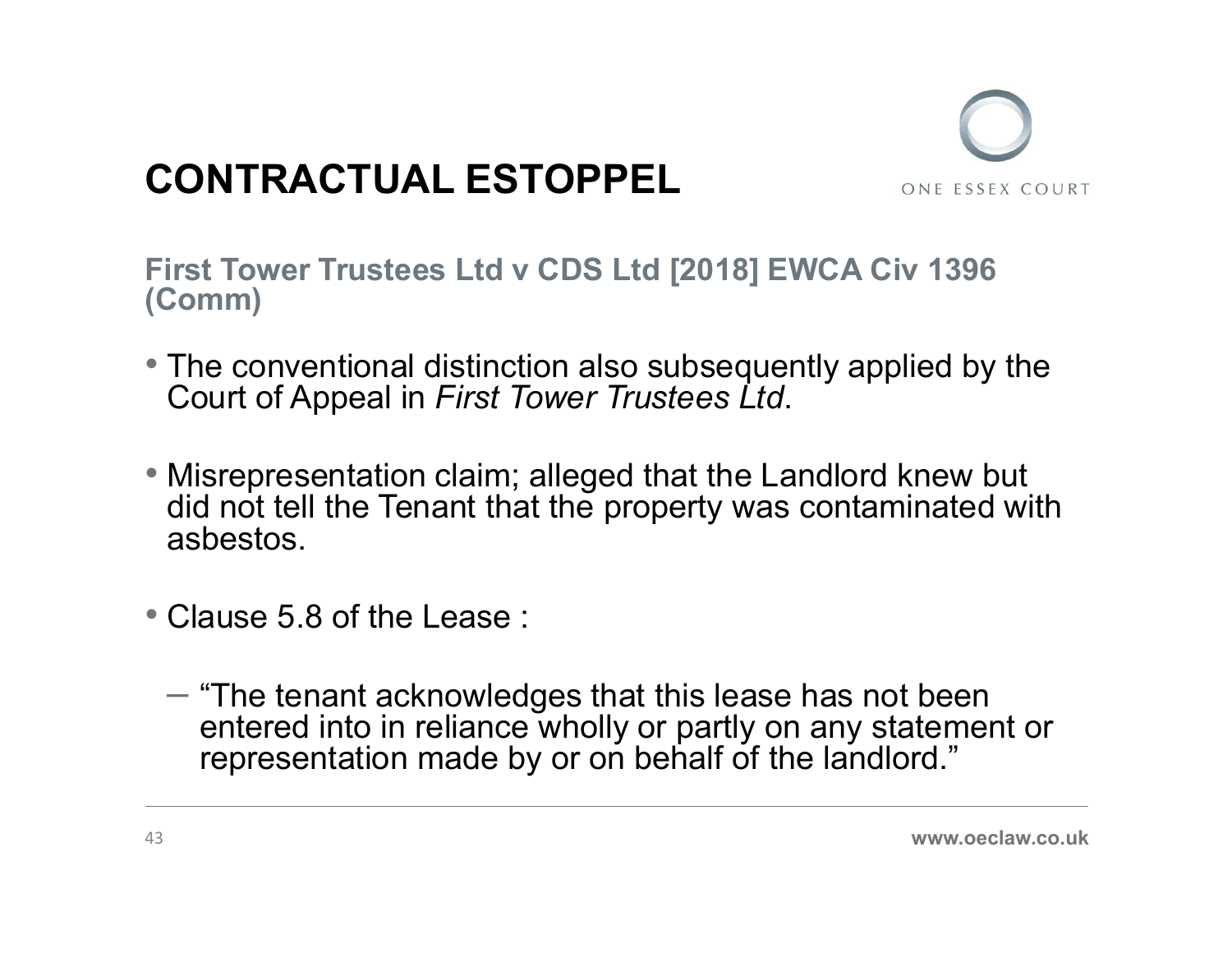# CONTRACTUAL ESTOPPEL

## First Tower Trustees Ltd v CDS Ltd [2018] EWCA Civ 1396 (Comm)

- The conventional distinction also subsequently applied by the Court of Appeal in *First Tower Trustees Ltd*.
- Misrepresentation claim; alleged that the Landlord knew but did not tell the Tenant that the property was contaminated with asbestos.
- Clause 5.8 of the Lease :
  - "The tenant acknowledges that this lease has not been entered into in reliance wholly or partly on any statement or representation made by or on behalf of the landlord."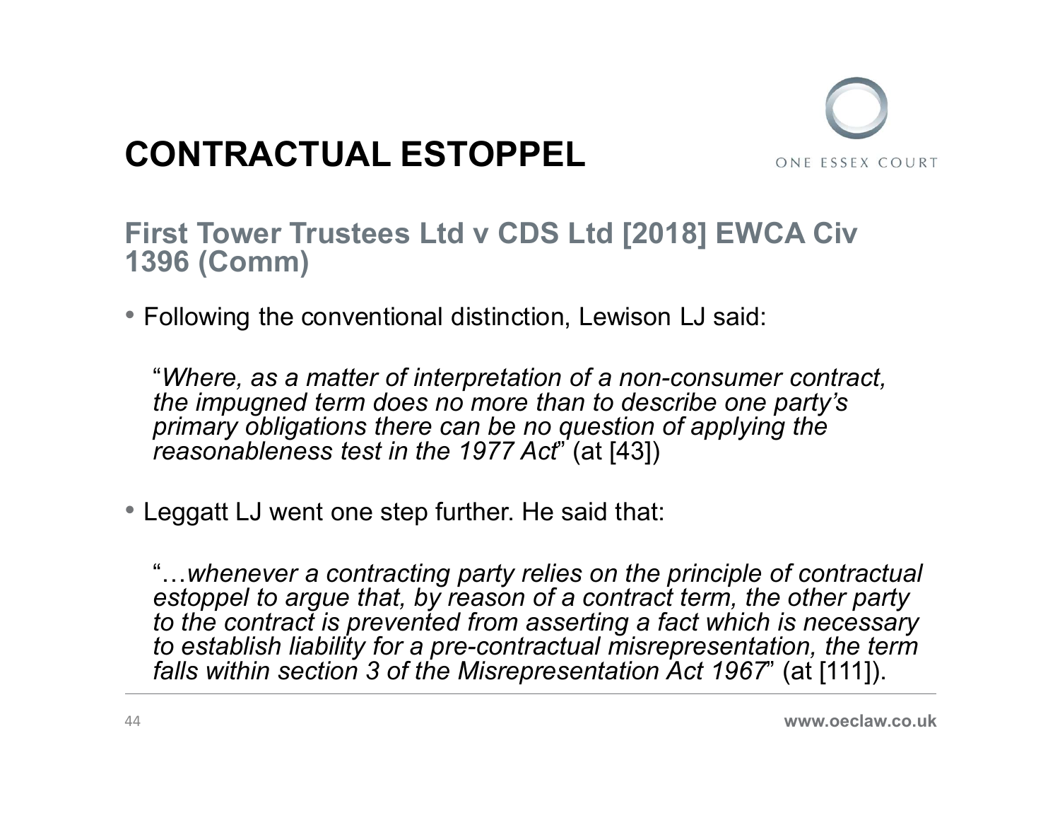# CONTRACTUAL ESTOPPEL

## First Tower Trustees Ltd v CDS Ltd [2018] EWCA Civ 1396 (Comm)

- Following the conventional distinction, Lewison LJ said:

  "*Where, as a matter of interpretation of a non-consumer contract, the impugned term does no more than to describe one party's primary obligations there can be no question of applying the reasonableness test in the 1977 Act*" (at [43])

- Leggatt LJ went one step further. He said that:

  "*…whenever a contracting party relies on the principle of contractual estoppel to argue that, by reason of a contract term, the other party to the contract is prevented from asserting a fact which is necessary to establish liability for a pre-contractual misrepresentation, the term falls within section 3 of the Misrepresentation Act 1967*" (at [111]).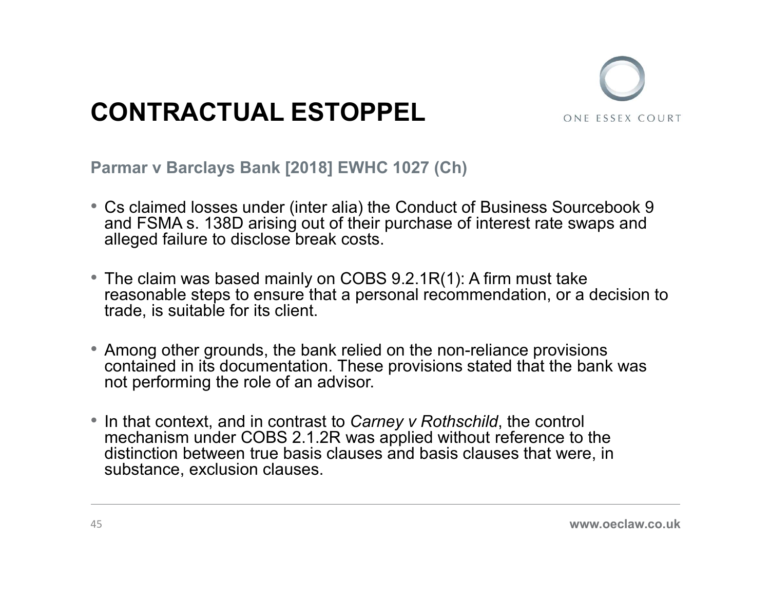# CONTRACTUAL ESTOPPEL

## Parmar v Barclays Bank [2018] EWHC 1027 (Ch)

- Cs claimed losses under (inter alia) the Conduct of Business Sourcebook 9 and FSMA s. 138D arising out of their purchase of interest rate swaps and alleged failure to disclose break costs.
- The claim was based mainly on COBS 9.2.1R(1): A firm must take reasonable steps to ensure that a personal recommendation, or a decision to trade, is suitable for its client.
- Among other grounds, the bank relied on the non-reliance provisions contained in its documentation. These provisions stated that the bank was not performing the role of an advisor.
- In that context, and in contrast to *Carney v Rothschild*, the control mechanism under COBS 2.1.2R was applied without reference to the distinction between true basis clauses and basis clauses that were, in substance, exclusion clauses.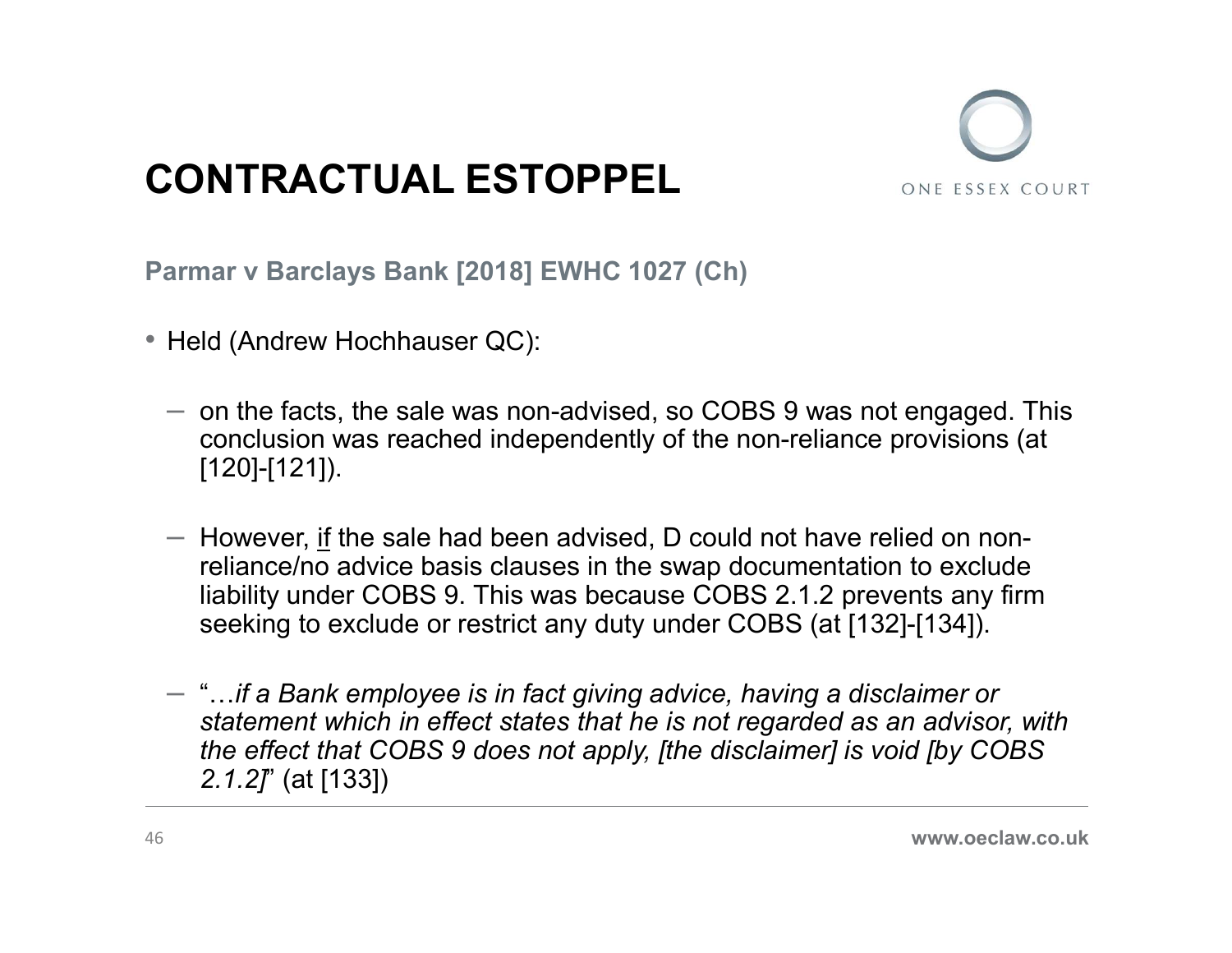# CONTRACTUAL ESTOPPEL

**Parmar v Barclays Bank [2018] EWHC 1027 (Ch)**

- Held (Andrew Hochhauser QC):
  - on the facts, the sale was non-advised, so COBS 9 was not engaged. This conclusion was reached independently of the non-reliance provisions (at [120]-[121]).
  - However, <u>if</u> the sale had been advised, D could not have relied on non-reliance/no advice basis clauses in the swap documentation to exclude liability under COBS 9. This was because COBS 2.1.2 prevents any firm seeking to exclude or restrict any duty under COBS (at [132]-[134]).
  - "*…if a Bank employee is in fact giving advice, having a disclaimer or statement which in effect states that he is not regarded as an advisor, with the effect that COBS 9 does not apply, [the disclaimer] is void [by COBS 2.1.2]*" (at [133])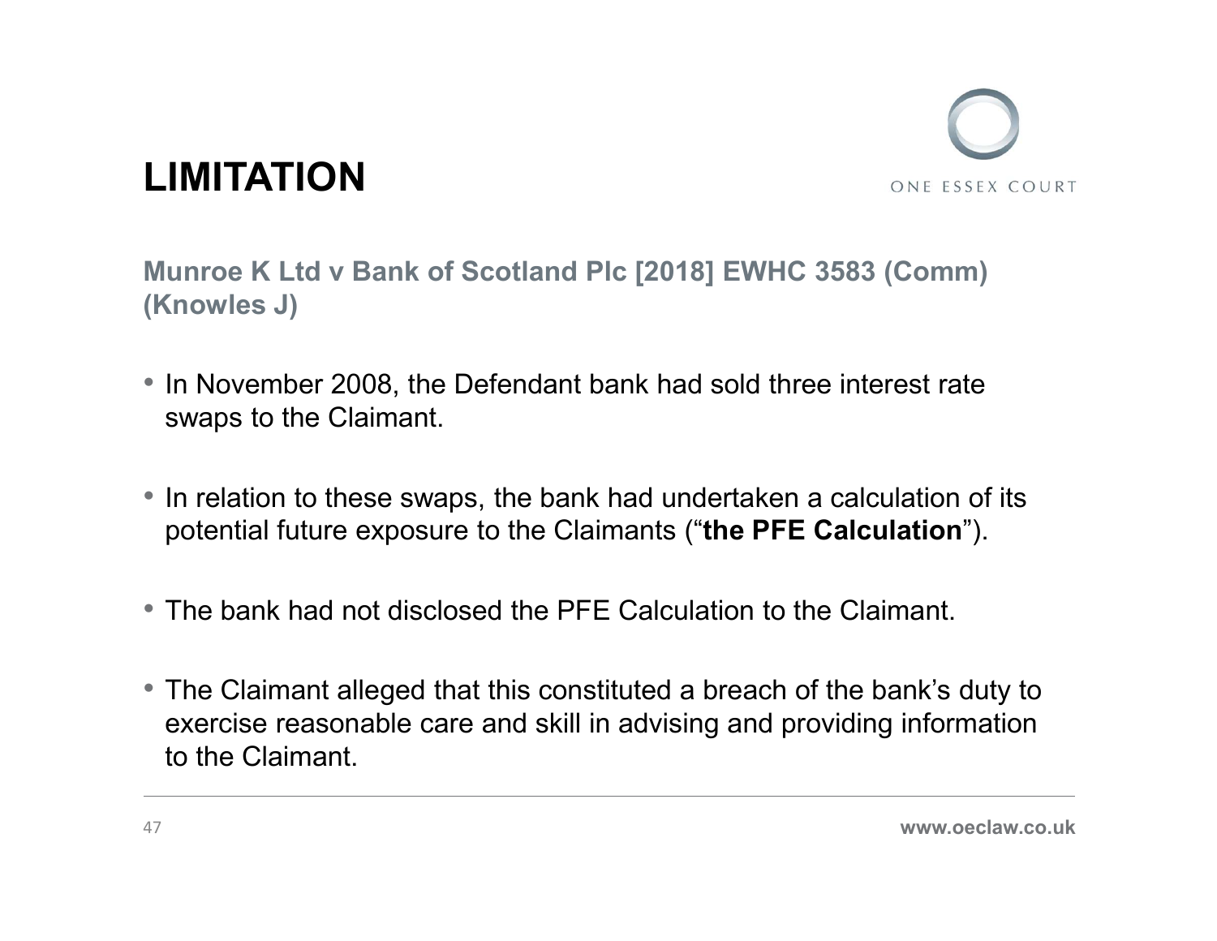# LIMITATION

**Munroe K Ltd v Bank of Scotland Plc [2018] EWHC 3583 (Comm) (Knowles J)**

- In November 2008, the Defendant bank had sold three interest rate swaps to the Claimant.
- In relation to these swaps, the bank had undertaken a calculation of its potential future exposure to the Claimants ("**the PFE Calculation**").
- The bank had not disclosed the PFE Calculation to the Claimant.
- The Claimant alleged that this constituted a breach of the bank's duty to exercise reasonable care and skill in advising and providing information to the Claimant.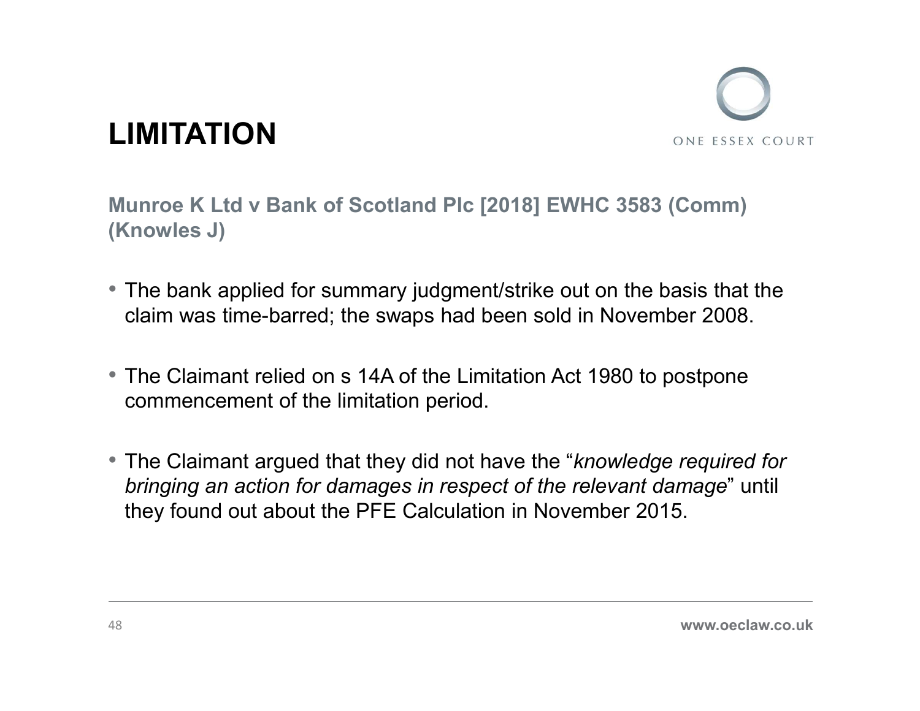# LIMITATION

**Munroe K Ltd v Bank of Scotland Plc [2018] EWHC 3583 (Comm) (Knowles J)**

- The bank applied for summary judgment/strike out on the basis that the claim was time-barred; the swaps had been sold in November 2008.
- The Claimant relied on s 14A of the Limitation Act 1980 to postpone commencement of the limitation period.
- The Claimant argued that they did not have the "*knowledge required for bringing an action for damages in respect of the relevant damage*" until they found out about the PFE Calculation in November 2015.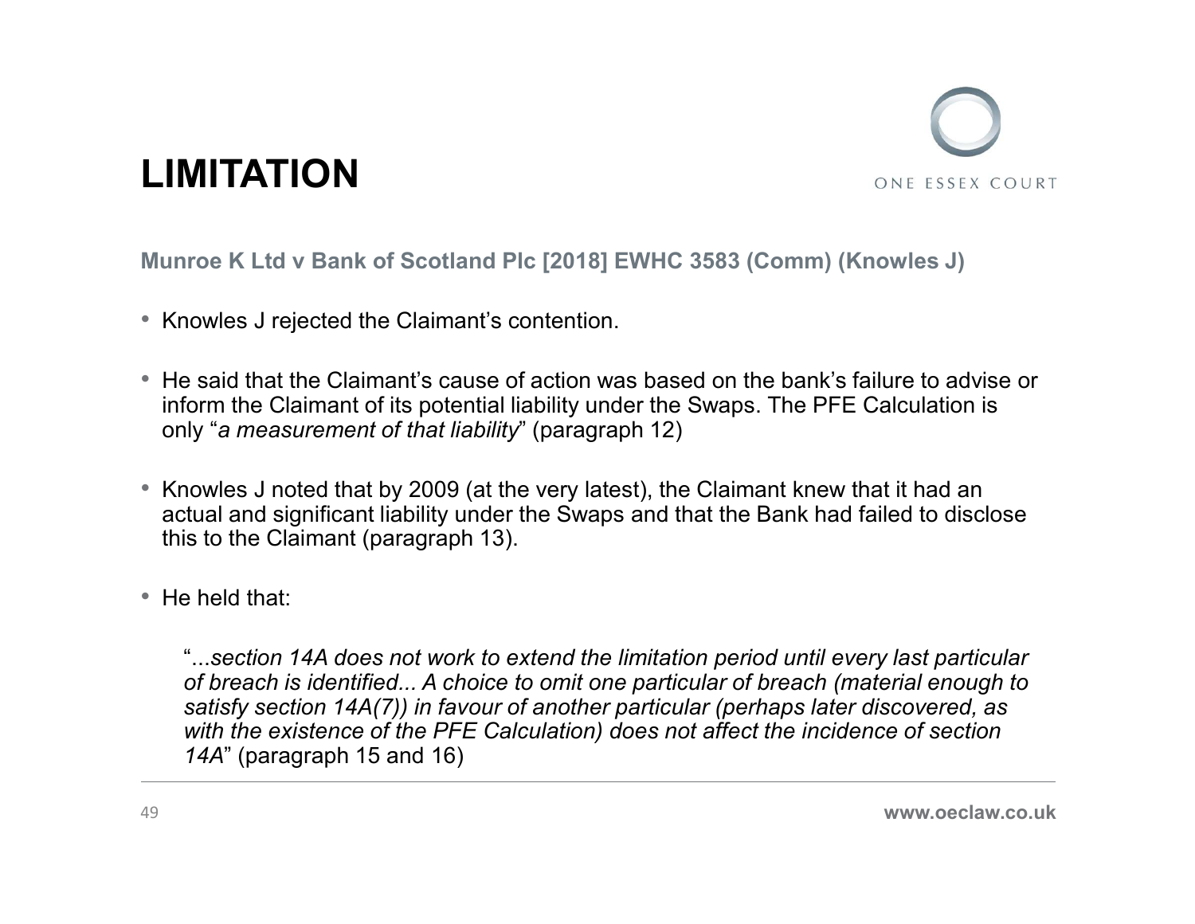# LIMITATION

**Munroe K Ltd v Bank of Scotland Plc [2018] EWHC 3583 (Comm) (Knowles J)**

- Knowles J rejected the Claimant's contention.
- He said that the Claimant's cause of action was based on the bank's failure to advise or inform the Claimant of its potential liability under the Swaps. The PFE Calculation is only "*a measurement of that liability*" (paragraph 12)
- Knowles J noted that by 2009 (at the very latest), the Claimant knew that it had an actual and significant liability under the Swaps and that the Bank had failed to disclose this to the Claimant (paragraph 13).
- He held that:

  "...*section 14A does not work to extend the limitation period until every last particular of breach is identified... A choice to omit one particular of breach (material enough to satisfy section 14A(7)) in favour of another particular (perhaps later discovered, as with the existence of the PFE Calculation) does not affect the incidence of section 14A*" (paragraph 15 and 16)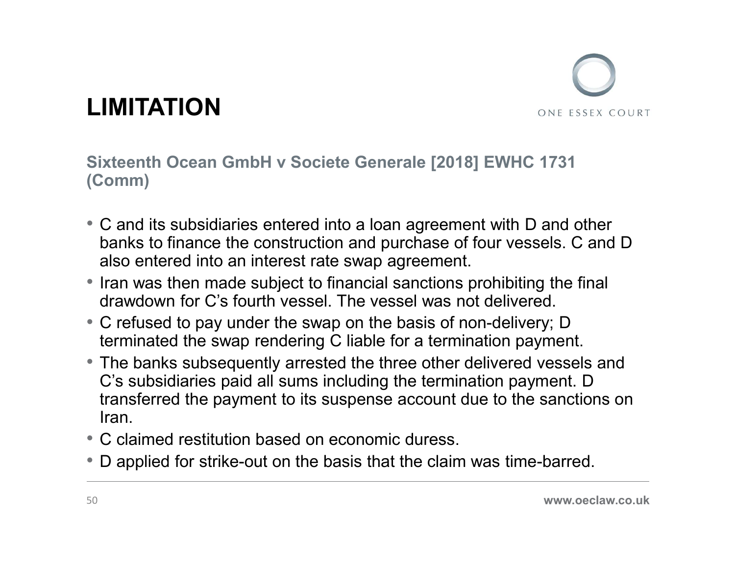# LIMITATION

## Sixteenth Ocean GmbH v Societe Generale [2018] EWHC 1731 (Comm)

- C and its subsidiaries entered into a loan agreement with D and other banks to finance the construction and purchase of four vessels. C and D also entered into an interest rate swap agreement.
- Iran was then made subject to financial sanctions prohibiting the final drawdown for C's fourth vessel. The vessel was not delivered.
- C refused to pay under the swap on the basis of non-delivery; D terminated the swap rendering C liable for a termination payment.
- The banks subsequently arrested the three other delivered vessels and C's subsidiaries paid all sums including the termination payment. D transferred the payment to its suspense account due to the sanctions on Iran.
- C claimed restitution based on economic duress.
- D applied for strike-out on the basis that the claim was time-barred.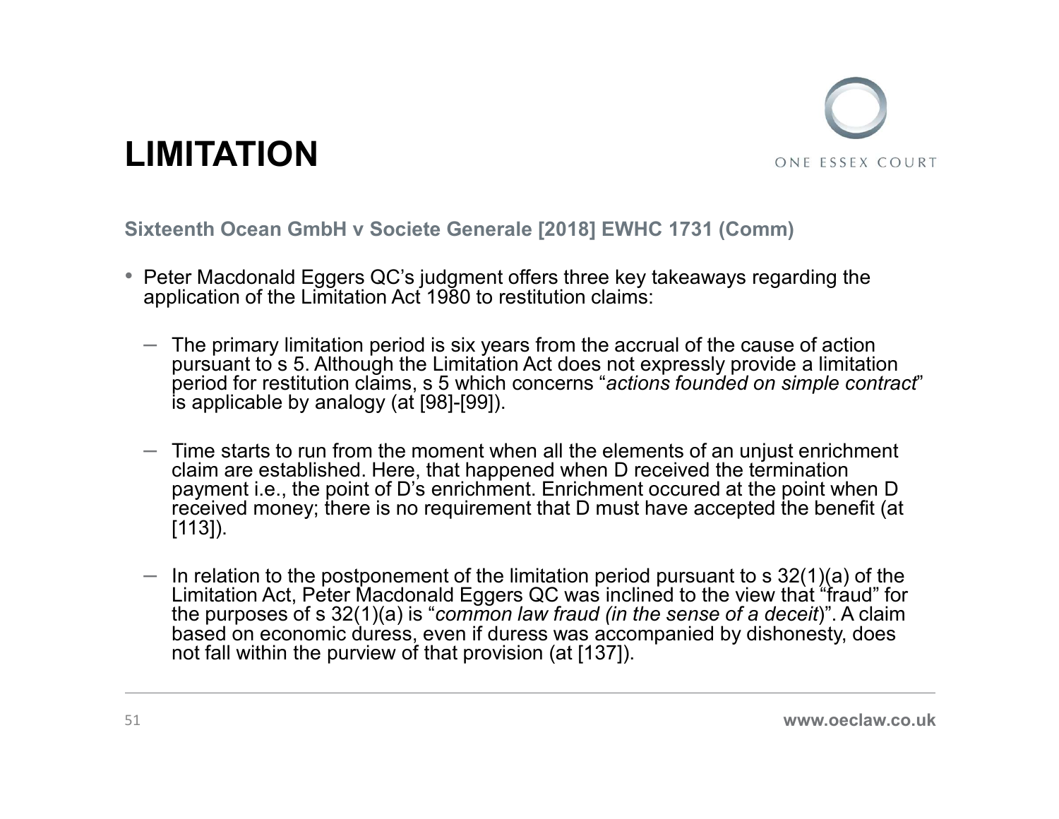# LIMITATION

**Sixteenth Ocean GmbH v Societe Generale [2018] EWHC 1731 (Comm)**

- Peter Macdonald Eggers QC's judgment offers three key takeaways regarding the application of the Limitation Act 1980 to restitution claims:
  - The primary limitation period is six years from the accrual of the cause of action pursuant to s 5. Although the Limitation Act does not expressly provide a limitation period for restitution claims, s 5 which concerns "*actions founded on simple contract*" is applicable by analogy (at [98]-[99]).
  - Time starts to run from the moment when all the elements of an unjust enrichment claim are established. Here, that happened when D received the termination payment i.e., the point of D's enrichment. Enrichment occured at the point when D received money; there is no requirement that D must have accepted the benefit (at [113]).
  - In relation to the postponement of the limitation period pursuant to s 32(1)(a) of the Limitation Act, Peter Macdonald Eggers QC was inclined to the view that "fraud" for the purposes of s 32(1)(a) is "*common law fraud (in the sense of a deceit*)". A claim based on economic duress, even if duress was accompanied by dishonesty, does not fall within the purview of that provision (at [137]).